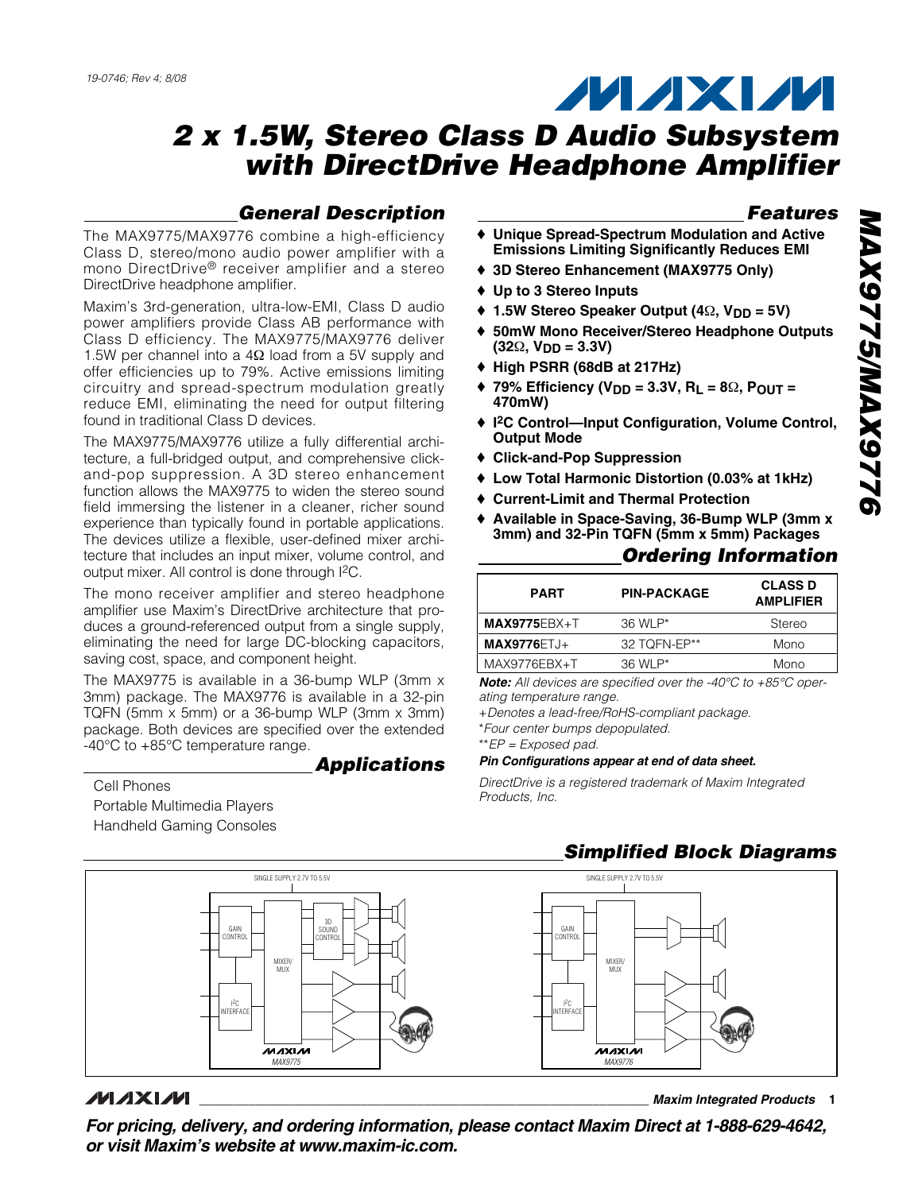19-0746; Rev 4; 8/08

# 2 x 1.5W, Stereo Class D Audio Subsystem with DirectDrive Headphone Amplifier

## General Description

The MAX9775/MAX9776 combine a high-efficiency Class D, stereo/mono audio power amplifier with a mono DirectDrive® receiver amplifier and a stereo DirectDrive headphone amplifier.

Maxim's 3rd-generation, ultra-low-EMI, Class D audio power amplifiers provide Class AB performance with Class D efficiency. The MAX9775/MAX9776 deliver 1.5W per channel into a 4Ω load from a 5V supply and offer efficiencies up to 79%. Active emissions limiting circuitry and spread-spectrum modulation greatly reduce EMI, eliminating the need for output filtering found in traditional Class D devices.

The MAX9775/MAX9776 utilize a fully differential architecture, a full-bridged output, and comprehensive click-and-pop suppression. A 3D stereo enhancement function allows the MAX9775 to widen the stereo sound field immersing the listener in a cleaner, richer sound experience than typically found in portable applications. The devices utilize a flexible, user-defined mixer architecture that includes an input mixer, volume control, and output mixer. All control is done through I²C.

The mono receiver amplifier and stereo headphone amplifier use Maxim's DirectDrive architecture that produces a ground-referenced output from a single supply, eliminating the need for large DC-blocking capacitors, saving cost, space, and component height.

The MAX9775 is available in a 36-bump WLP (3mm x 3mm) package. The MAX9776 is available in a 32-pin TQFN (5mm x 5mm) or a 36-bump WLP (3mm x 3mm) package. Both devices are specified over the extended -40°C to +85°C temperature range.

## Applications

Cell Phones
Portable Multimedia Players
Handheld Gaming Consoles

## Features

- ♦ Unique Spread-Spectrum Modulation and Active Emissions Limiting Significantly Reduces EMI
- ♦ 3D Stereo Enhancement (MAX9775 Only)
- ♦ Up to 3 Stereo Inputs
- ♦ 1.5W Stereo Speaker Output (4Ω, $V_{DD}$ = 5V)
- ♦ 50mW Mono Receiver/Stereo Headphone Outputs (32Ω, $V_{DD}$ = 3.3V)
- ♦ High PSRR (68dB at 217Hz)
- ♦ 79% Efficiency ($V_{DD}$ = 3.3V, $R_L$ = 8Ω, $P_{OUT}$ = 470mW)
- ♦ I²C Control—Input Configuration, Volume Control, Output Mode
- ♦ Click-and-Pop Suppression
- ♦ Low Total Harmonic Distortion (0.03% at 1kHz)
- ♦ Current-Limit and Thermal Protection
- ♦ Available in Space-Saving, 36-Bump WLP (3mm x 3mm) and 32-Pin TQFN (5mm x 5mm) Packages

## Ordering Information

| PART | PIN-PACKAGE | CLASS D AMPLIFIER |
|---|---|---|
| **MAX9775**EBX+T | 36 WLP* | Stereo |
| **MAX9776**ETJ+ | 32 TQFN-EP** | Mono |
| MAX9776EBX+T | 36 WLP* | Mono |

***Note:*** *All devices are specified over the -40°C to +85°C operating temperature range.*

*+Denotes a lead-free/RoHS-compliant package.*

**Four center bumps depopulated.*

***EP = Exposed pad.*

***Pin Configurations appear at end of data sheet.***

*DirectDrive is a registered trademark of Maxim Integrated Products, Inc.*

## Simplified Block Diagrams

SINGLE SUPPLY 2.7V TO 5.5V — GAIN CONTROL, MIXER/MUX, 3D SOUND CONTROL, I²C INTERFACE — MAX9775

SINGLE SUPPLY 2.7V TO 5.5V — GAIN CONTROL, MIXER/MUX, I²C INTERFACE — MAX9776

***For pricing, delivery, and ordering information, please contact Maxim Direct at 1-888-629-4642, or visit Maxim's website at www.maxim-ic.com.***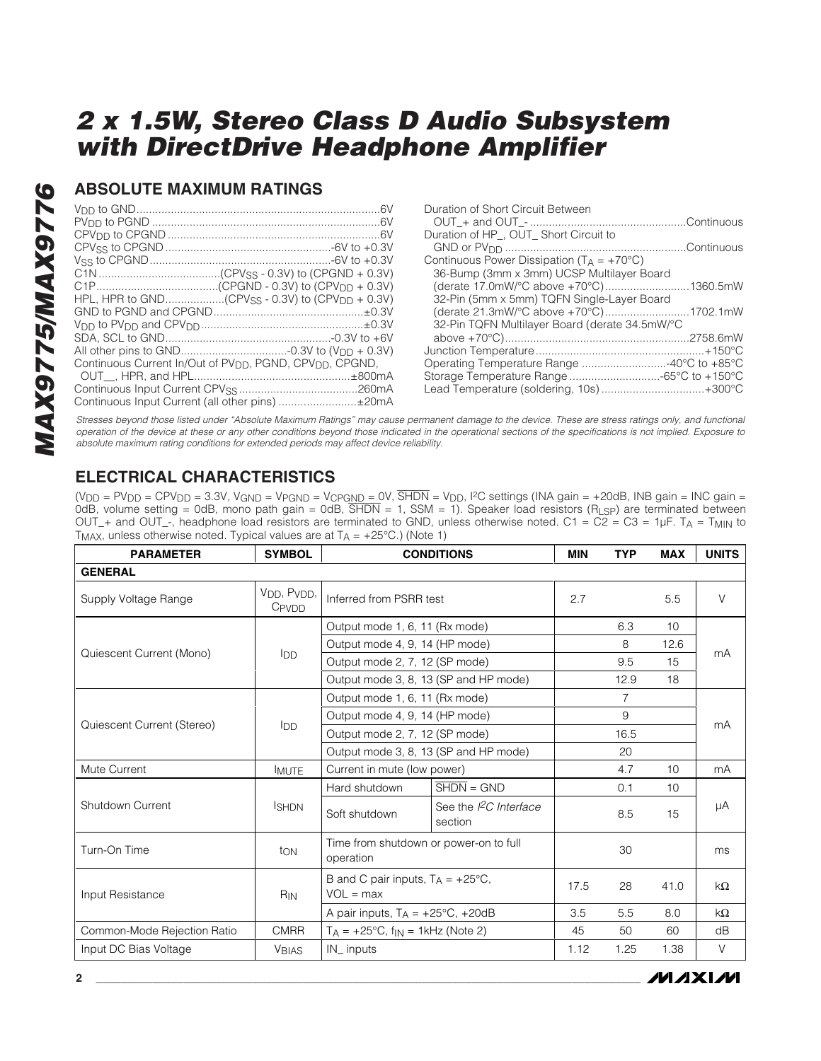## ABSOLUTE MAXIMUM RATINGS

$V_{DD}$ to GND.......................................................................6V
$PV_{DD}$ to PGND ....................................................................6V
$CPV_{DD}$ to CPGND ...............................................................6V
$CPV_{SS}$ to CPGND ...............................................-6V to +0.3V
$V_{SS}$ to CPGND....................................................-6V to +0.3V
C1N.....................................($CPV_{SS}$ - 0.3V) to (CPGND + 0.3V)
C1P.....................................(CPGND - 0.3V) to ($CPV_{DD}$ + 0.3V)
HPL, HPR to GND...................($CPV_{SS}$ - 0.3V) to ($CPV_{DD}$ + 0.3V)
GND to PGND and CPGND.................................................±0.3V
$V_{DD}$ to $PV_{DD}$ and $CPV_{DD}$..................................................±0.3V
SDA, SCL to GND....................................................-0.3V to +6V
All other pins to GND..................................-0.3V to ($V_{DD}$ + 0.3V)
Continuous Current In/Out of $PV_{DD}$, PGND, $CPV_{DD}$, CPGND, OUT__, HPR, and HPL.................................................±800mA
Continuous Input Current $CPV_{SS}$......................................260mA
Continuous Input Current (all other pins) .........................±20mA

Duration of Short Circuit Between OUT_+ and OUT_- .................................................Continuous
Duration of HP_, OUT_ Short Circuit to GND or $PV_{DD}$ .........................................................Continuous
Continuous Power Dissipation ($T_A$ = +70°C)
36-Bump (3mm x 3mm) UCSP Multilayer Board (derate 17.0mW/°C above +70°C)...........................1360.5mW
32-Pin (5mm x 5mm) TQFN Single-Layer Board (derate 21.3mW/°C above +70°C)...........................1702.1mW
32-Pin TQFN Multilayer Board (derate 34.5mW/°C above +70°C)..........................................................2758.6mW
Junction Temperature......................................................+150°C
Operating Temperature Range ...........................-40°C to +85°C
Storage Temperature Range .............................-65°C to +150°C
Lead Temperature (soldering, 10s) .................................+300°C

*Stresses beyond those listed under "Absolute Maximum Ratings" may cause permanent damage to the device. These are stress ratings only, and functional operation of the device at these or any other conditions beyond those indicated in the operational sections of the specifications is not implied. Exposure to absolute maximum rating conditions for extended periods may affect device reliability.*

## ELECTRICAL CHARACTERISTICS

($V_{DD}$ = $PV_{DD}$ = $CPV_{DD}$ = 3.3V, $V_{GND}$ = $V_{PGND}$ = $V_{CPGND}$ = 0V, $\overline{SHDN}$ = $V_{DD}$, I²C settings (INA gain = +20dB, INB gain = INC gain = 0dB, volume setting = 0dB, mono path gain = 0dB, $\overline{SHDN}$ = 1, SSM = 1). Speaker load resistors ($R_{LSP}$) are terminated between OUT_+ and OUT_-, headphone load resistors are terminated to GND, unless otherwise noted. C1 = C2 = C3 = 1µF. $T_A$ = $T_{MIN}$ to $T_{MAX}$, unless otherwise noted. Typical values are at $T_A$ = +25°C.) (Note 1)

| PARAMETER | SYMBOL | CONDITIONS | | MIN | TYP | MAX | UNITS |
|---|---|---|---|---|---|---|---|
| **GENERAL** | | | | | | | |
| Supply Voltage Range | $V_{DD}$, $PV_{DD}$, $CPV_{DD}$ | Inferred from PSRR test | | 2.7 | | 5.5 | V |
| Quiescent Current (Mono) | $I_{DD}$ | Output mode 1, 6, 11 (Rx mode) | | | 6.3 | 10 | mA |
| | | Output mode 4, 9, 14 (HP mode) | | | 8 | 12.6 | |
| | | Output mode 2, 7, 12 (SP mode) | | | 9.5 | 15 | |
| | | Output mode 3, 8, 13 (SP and HP mode) | | | 12.9 | 18 | |
| Quiescent Current (Stereo) | $I_{DD}$ | Output mode 1, 6, 11 (Rx mode) | | | 7 | | mA |
| | | Output mode 4, 9, 14 (HP mode) | | | 9 | | |
| | | Output mode 2, 7, 12 (SP mode) | | | 16.5 | | |
| | | Output mode 3, 8, 13 (SP and HP mode) | | | 20 | | |
| Mute Current | $I_{MUTE}$ | Current in mute (low power) | | | 4.7 | 10 | mA |
| Shutdown Current | $I_{SHDN}$ | Hard shutdown | $\overline{SHDN}$ = GND | | 0.1 | 10 | µA |
| | | Soft shutdown | See the *I²C Interface* section | | 8.5 | 15 | |
| Turn-On Time | $t_{ON}$ | Time from shutdown or power-on to full operation | | | 30 | | ms |
| Input Resistance | $R_{IN}$ | B and C pair inputs, $T_A$ = +25°C, VOL = max | | 17.5 | 28 | 41.0 | kΩ |
| | | A pair inputs, $T_A$ = +25°C, +20dB | | 3.5 | 5.5 | 8.0 | kΩ |
| Common-Mode Rejection Ratio | CMRR | $T_A$ = +25°C, $f_{IN}$ = 1kHz (Note 2) | | 45 | 50 | 60 | dB |
| Input DC Bias Voltage | $V_{BIAS}$ | IN_ inputs | | 1.12 | 1.25 | 1.38 | V |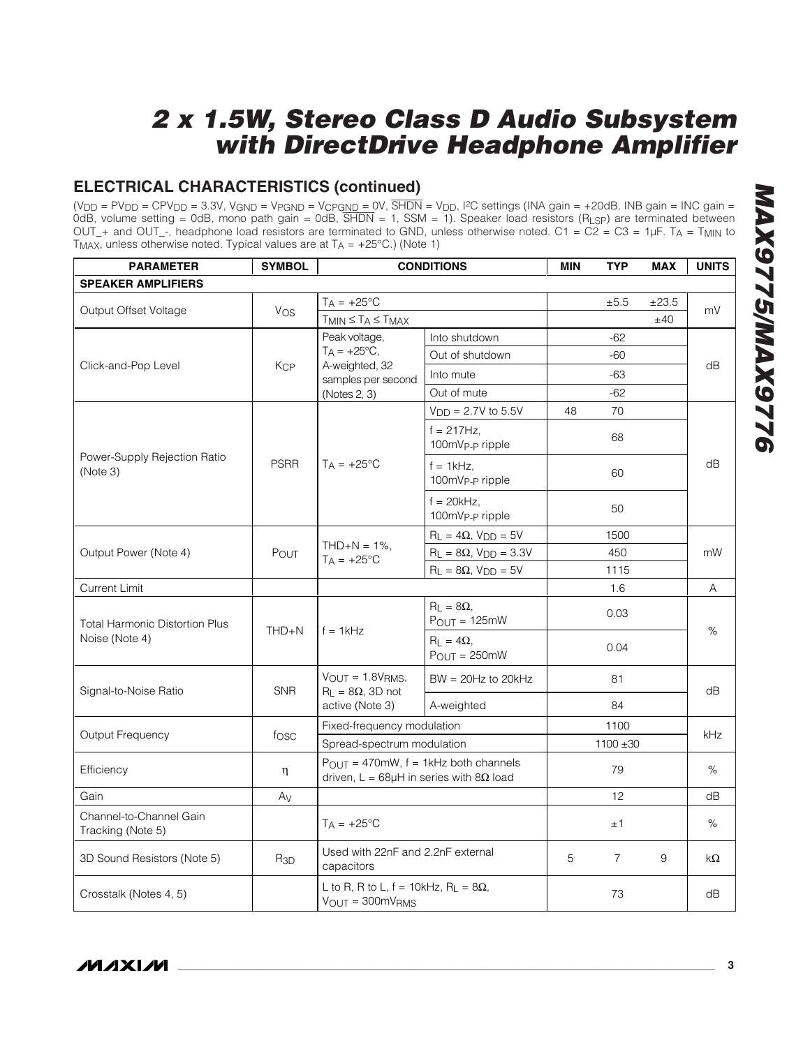# 2 x 1.5W, Stereo Class D Audio Subsystem with DirectDrive Headphone Amplifier

## ELECTRICAL CHARACTERISTICS (continued)

($V_{DD}$ = $PV_{DD}$ = $CPV_{DD}$ = 3.3V, $V_{GND}$ = $V_{PGND}$ = $V_{CPGND}$ = 0V, $\overline{SHDN}$ = $V_{DD}$, I²C settings (INA gain = +20dB, INB gain = INC gain = 0dB, volume setting = 0dB, mono path gain = 0dB, $\overline{SHDN}$ = 1, SSM = 1). Speaker load resistors ($R_{LSP}$) are terminated between OUT_+ and OUT_-, headphone load resistors are terminated to GND, unless otherwise noted. C1 = C2 = C3 = 1µF. $T_A$ = $T_{MIN}$ to $T_{MAX}$, unless otherwise noted. Typical values are at $T_A$ = +25°C.) (Note 1)

| PARAMETER | SYMBOL | CONDITIONS | | MIN | TYP | MAX | UNITS |
|---|---|---|---|---|---|---|---|
| **SPEAKER AMPLIFIERS** | | | | | | | |
| Output Offset Voltage | $V_{OS}$ | $T_A$ = +25°C | | | ±5.5 | ±23.5 | mV |
| | | $T_{MIN} \le T_A \le T_{MAX}$ | | | | ±40 | |
| Click-and-Pop Level | $K_{CP}$ | Peak voltage, $T_A$ = +25°C, A-weighted, 32 samples per second (Notes 2, 3) | Into shutdown | | -62 | | dB |
| | | | Out of shutdown | | -60 | | |
| | | | Into mute | | -63 | | |
| | | | Out of mute | | -62 | | |
| Power-Supply Rejection Ratio (Note 3) | PSRR | $T_A$ = +25°C | $V_{DD}$ = 2.7V to 5.5V | 48 | 70 | | dB |
| | | | f = 217Hz, 100mV$_{P-P}$ ripple | | 68 | | |
| | | | f = 1kHz, 100mV$_{P-P}$ ripple | | 60 | | |
| | | | f = 20kHz, 100mV$_{P-P}$ ripple | | 50 | | |
| Output Power (Note 4) | $P_{OUT}$ | THD+N = 1%, $T_A$ = +25°C | $R_L$ = 4Ω, $V_{DD}$ = 5V | | 1500 | | mW |
| | | | $R_L$ = 8Ω, $V_{DD}$ = 3.3V | | 450 | | |
| | | | $R_L$ = 8Ω, $V_{DD}$ = 5V | | 1115 | | |
| Current Limit | | | | | 1.6 | | A |
| Total Harmonic Distortion Plus Noise (Note 4) | THD+N | f = 1kHz | $R_L$ = 8Ω, $P_{OUT}$ = 125mW | | 0.03 | | % |
| | | | $R_L$ = 4Ω, $P_{OUT}$ = 250mW | | 0.04 | | |
| Signal-to-Noise Ratio | SNR | $V_{OUT}$ = 1.8V$_{RMS}$, $R_L$ = 8Ω, 3D not active (Note 3) | BW = 20Hz to 20kHz | | 81 | | dB |
| | | | A-weighted | | 84 | | |
| Output Frequency | $f_{OSC}$ | Fixed-frequency modulation | | | 1100 | | kHz |
| | | Spread-spectrum modulation | | | 1100 ±30 | | |
| Efficiency | η | $P_{OUT}$ = 470mW, f = 1kHz both channels driven, L = 68µH in series with 8Ω load | | | 79 | | % |
| Gain | $A_V$ | | | | 12 | | dB |
| Channel-to-Channel Gain Tracking (Note 5) | | $T_A$ = +25°C | | | ±1 | | % |
| 3D Sound Resistors (Note 5) | $R_{3D}$ | Used with 22nF and 2.2nF external capacitors | | 5 | 7 | 9 | kΩ |
| Crosstalk (Notes 4, 5) | | L to R, R to L, f = 10kHz, $R_L$ = 8Ω, $V_{OUT}$ = 300mV$_{RMS}$ | | | 73 | | dB |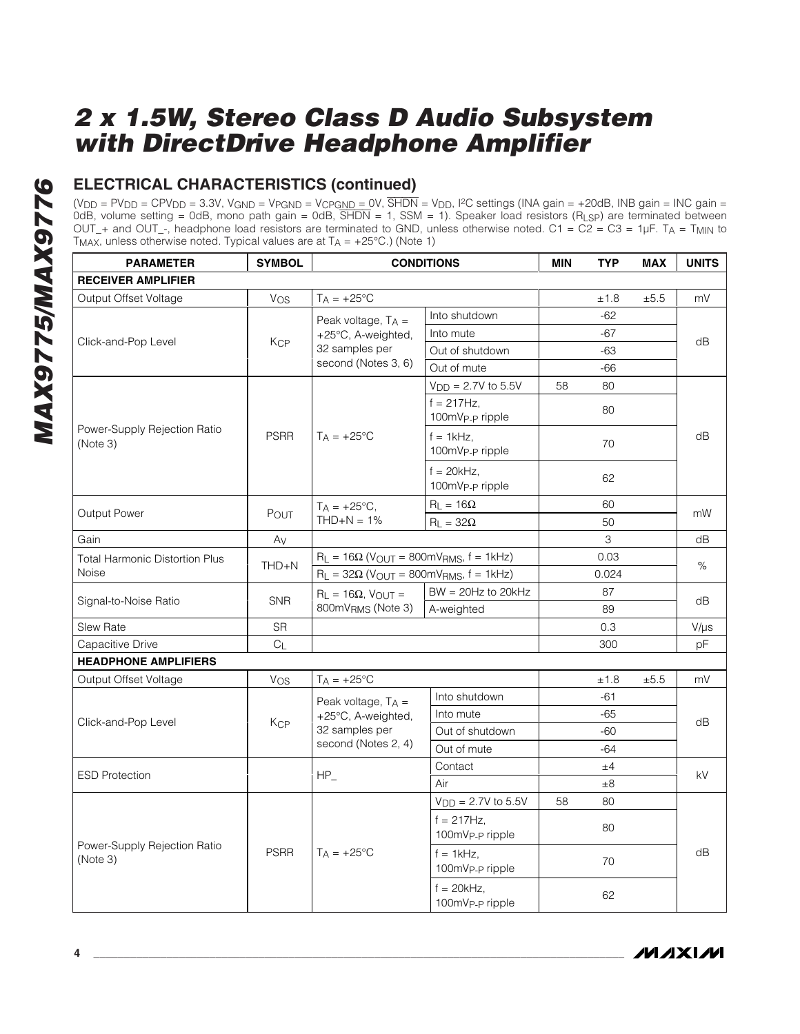# 2 x 1.5W, Stereo Class D Audio Subsystem with DirectDrive Headphone Amplifier

## ELECTRICAL CHARACTERISTICS (continued)

($V_{DD}$ = $PV_{DD}$ = $CPV_{DD}$ = 3.3V, $V_{GND}$ = $V_{PGND}$ = $V_{CPGND}$ = 0V, $\overline{SHDN}$ = $V_{DD}$, I2C settings (INA gain = +20dB, INB gain = INC gain = 0dB, volume setting = 0dB, mono path gain = 0dB, $\overline{SHDN}$ = 1, SSM = 1). Speaker load resistors ($R_{LSP}$) are terminated between OUT_+ and OUT_-, headphone load resistors are terminated to GND, unless otherwise noted. C1 = C2 = C3 = 1µF. $T_A$ = $T_{MIN}$ to $T_{MAX}$, unless otherwise noted. Typical values are at $T_A$ = +25°C.) (Note 1)

| PARAMETER | SYMBOL | CONDITIONS | | MIN | TYP | MAX | UNITS |
|---|---|---|---|---|---|---|---|
| **RECEIVER AMPLIFIER** | | | | | | | |
| Output Offset Voltage | $V_{OS}$ | $T_A$ = +25°C | | | ±1.8 | ±5.5 | mV |
| Click-and-Pop Level | $K_{CP}$ | Peak voltage, $T_A$ = +25°C, A-weighted, 32 samples per second (Notes 3, 6) | Into shutdown | | -62 | | dB |
| | | | Into mute | | -67 | | |
| | | | Out of shutdown | | -63 | | |
| | | | Out of mute | | -66 | | |
| Power-Supply Rejection Ratio (Note 3) | PSRR | $T_A$ = +25°C | $V_{DD}$ = 2.7V to 5.5V | 58 | 80 | | dB |
| | | | f = 217Hz, 100mV$_{P-P}$ ripple | | 80 | | |
| | | | f = 1kHz, 100mV$_{P-P}$ ripple | | 70 | | |
| | | | f = 20kHz, 100mV$_{P-P}$ ripple | | 62 | | |
| Output Power | $P_{OUT}$ | $T_A$ = +25°C, THD+N = 1% | $R_L$ = 16Ω | | 60 | | mW |
| | | | $R_L$ = 32Ω | | 50 | | |
| Gain | $A_V$ | | | | 3 | | dB |
| Total Harmonic Distortion Plus Noise | THD+N | $R_L$ = 16Ω ($V_{OUT}$ = 800mV$_{RMS}$, f = 1kHz) | | | 0.03 | | % |
| | | $R_L$ = 32Ω ($V_{OUT}$ = 800mV$_{RMS}$, f = 1kHz) | | | 0.024 | | |
| Signal-to-Noise Ratio | SNR | $R_L$ = 16Ω, $V_{OUT}$ = 800mV$_{RMS}$ (Note 3) | BW = 20Hz to 20kHz | | 87 | | dB |
| | | | A-weighted | | 89 | | |
| Slew Rate | SR | | | | 0.3 | | V/µs |
| Capacitive Drive | $C_L$ | | | | 300 | | pF |
| **HEADPHONE AMPLIFIERS** | | | | | | | |
| Output Offset Voltage | $V_{OS}$ | $T_A$ = +25°C | | | ±1.8 | ±5.5 | mV |
| Click-and-Pop Level | $K_{CP}$ | Peak voltage, $T_A$ = +25°C, A-weighted, 32 samples per second (Notes 2, 4) | Into shutdown | | -61 | | dB |
| | | | Into mute | | -65 | | |
| | | | Out of shutdown | | -60 | | |
| | | | Out of mute | | -64 | | |
| ESD Protection | | HP_ | Contact | | ±4 | | kV |
| | | | Air | | ±8 | | |
| Power-Supply Rejection Ratio (Note 3) | PSRR | $T_A$ = +25°C | $V_{DD}$ = 2.7V to 5.5V | 58 | 80 | | dB |
| | | | f = 217Hz, 100mV$_{P-P}$ ripple | | 80 | | |
| | | | f = 1kHz, 100mV$_{P-P}$ ripple | | 70 | | |
| | | | f = 20kHz, 100mV$_{P-P}$ ripple | | 62 | | |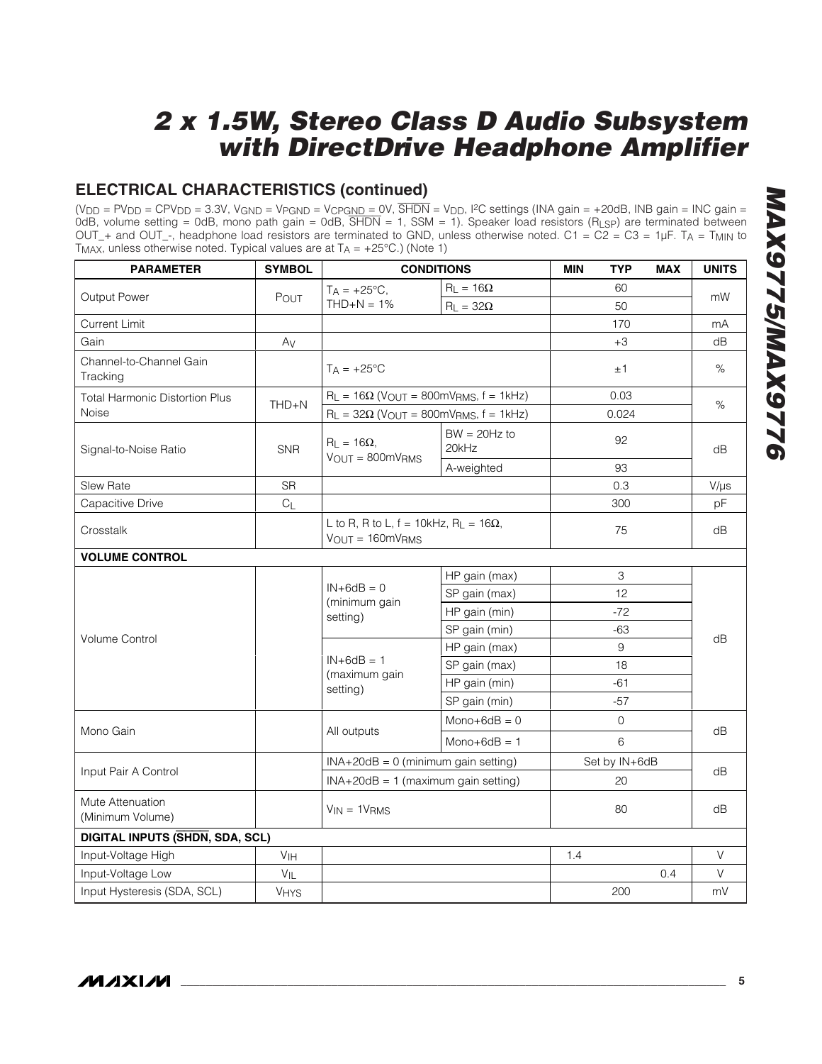## ELECTRICAL CHARACTERISTICS (continued)

($V_{DD}$ = $PV_{DD}$ = $CPV_{DD}$ = 3.3V, $V_{GND}$ = $V_{PGND}$ = $V_{CPGND}$ = 0V, $\overline{SHDN}$ = $V_{DD}$, I²C settings (INA gain = +20dB, INB gain = INC gain = 0dB, volume setting = 0dB, mono path gain = 0dB, $\overline{SHDN}$ = 1, SSM = 1). Speaker load resistors ($R_{LSP}$) are terminated between OUT_+ and OUT_-, headphone load resistors are terminated to GND, unless otherwise noted. C1 = C2 = C3 = 1µF. $T_A$ = $T_{MIN}$ to $T_{MAX}$, unless otherwise noted. Typical values are at $T_A$ = +25°C.) (Note 1)

| PARAMETER | SYMBOL | CONDITIONS | | MIN | TYP | MAX | UNITS |
|---|---|---|---|---|---|---|---|
| Output Power | $P_{OUT}$ | $T_A$ = +25°C, THD+N = 1% | $R_L$ = 16Ω | | 60 | | mW |
| | | | $R_L$ = 32Ω | | 50 | | |
| Current Limit | | | | | 170 | | mA |
| Gain | $A_V$ | | | | +3 | | dB |
| Channel-to-Channel Gain Tracking | | $T_A$ = +25°C | | | ±1 | | % |
| Total Harmonic Distortion Plus Noise | THD+N | $R_L$ = 16Ω ($V_{OUT}$ = 800mV$_{RMS}$, f = 1kHz) | | | 0.03 | | % |
| | | $R_L$ = 32Ω ($V_{OUT}$ = 800mV$_{RMS}$, f = 1kHz) | | | 0.024 | | |
| Signal-to-Noise Ratio | SNR | $R_L$ = 16Ω, $V_{OUT}$ = 800mV$_{RMS}$ | BW = 20Hz to 20kHz | | 92 | | dB |
| | | | A-weighted | | 93 | | |
| Slew Rate | SR | | | | 0.3 | | V/µs |
| Capacitive Drive | $C_L$ | | | | 300 | | pF |
| Crosstalk | | L to R, R to L, f = 10kHz, $R_L$ = 16Ω, $V_{OUT}$ = 160mV$_{RMS}$ | | | 75 | | dB |
| **VOLUME CONTROL** | | | | | | | |
| Volume Control | | IN+6dB = 0 (minimum gain setting) | HP gain (max) | | 3 | | dB |
| | | | SP gain (max) | | 12 | | |
| | | | HP gain (min) | | -72 | | |
| | | | SP gain (min) | | -63 | | |
| | | IN+6dB = 1 (maximum gain setting) | HP gain (max) | | 9 | | |
| | | | SP gain (max) | | 18 | | |
| | | | HP gain (min) | | -61 | | |
| | | | SP gain (min) | | -57 | | |
| Mono Gain | | All outputs | Mono+6dB = 0 | | 0 | | dB |
| | | | Mono+6dB = 1 | | 6 | | |
| Input Pair A Control | | INA+20dB = 0 (minimum gain setting) | | | Set by IN+6dB | | dB |
| | | INA+20dB = 1 (maximum gain setting) | | | 20 | | |
| Mute Attenuation (Minimum Volume) | | $V_{IN}$ = 1V$_{RMS}$ | | | 80 | | dB |
| **DIGITAL INPUTS ($\overline{SHDN}$, SDA, SCL)** | | | | | | | |
| Input-Voltage High | $V_{IH}$ | | | 1.4 | | | V |
| Input-Voltage Low | $V_{IL}$ | | | | | 0.4 | V |
| Input Hysteresis (SDA, SCL) | $V_{HYS}$ | | | | 200 | | mV |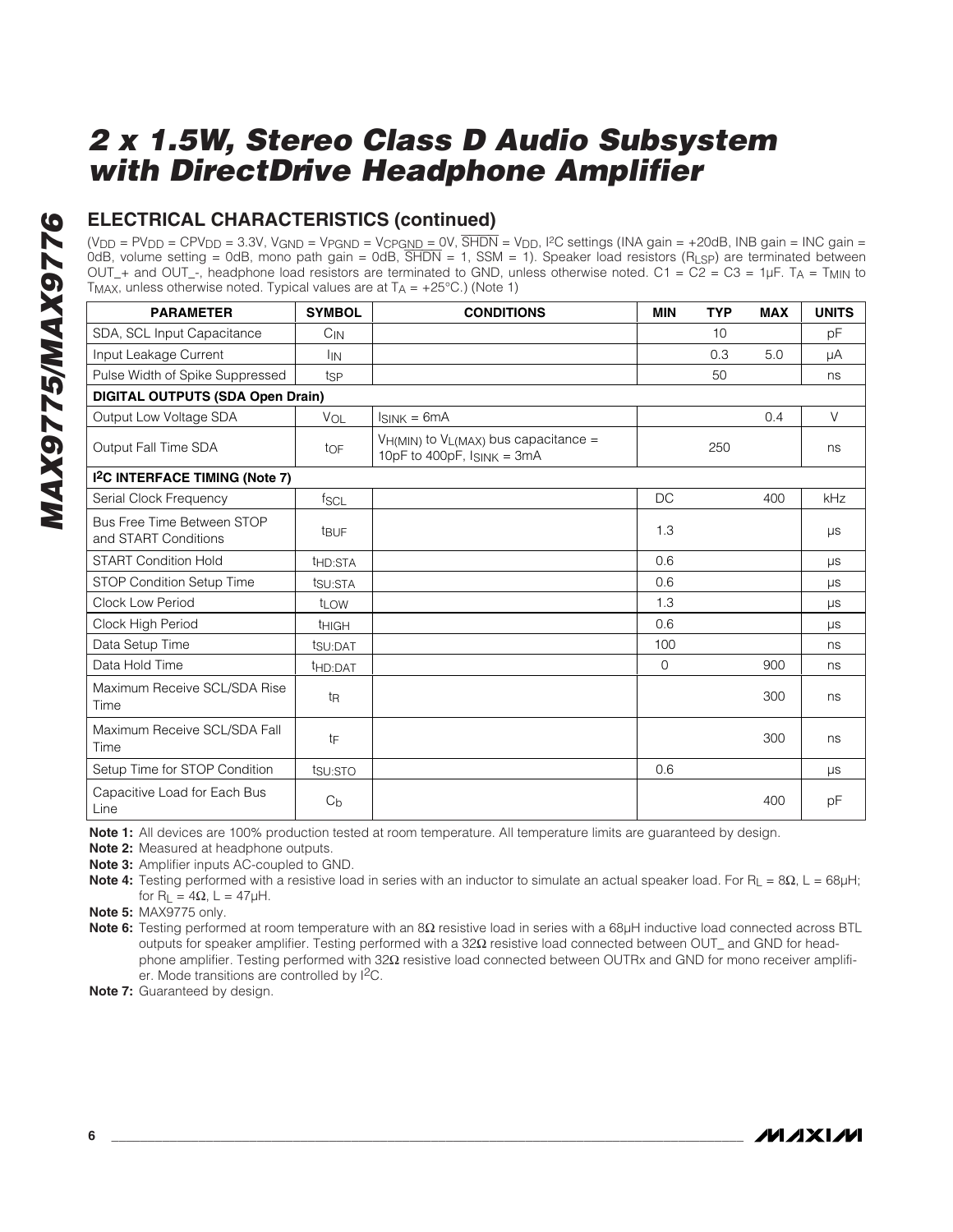## ELECTRICAL CHARACTERISTICS (continued)

($V_{DD}$ = $PV_{DD}$ = $CPV_{DD}$ = 3.3V, $V_{GND}$ = $V_{PGND}$ = $V_{CPGND}$ = 0V, $\overline{SHDN}$ = $V_{DD}$, I²C settings (INA gain = +20dB, INB gain = INC gain = 0dB, volume setting = 0dB, mono path gain = 0dB, $\overline{SHDN}$ = 1, SSM = 1). Speaker load resistors ($R_{LSP}$) are terminated between OUT_+ and OUT_-, headphone load resistors are terminated to GND, unless otherwise noted. C1 = C2 = C3 = 1µF. $T_A$ = $T_{MIN}$ to $T_{MAX}$, unless otherwise noted. Typical values are at $T_A$ = +25°C.) (Note 1)

| PARAMETER | SYMBOL | CONDITIONS | MIN | TYP | MAX | UNITS |
|---|---|---|---|---|---|---|
| SDA, SCL Input Capacitance | $C_{IN}$ | | | 10 | | pF |
| Input Leakage Current | $I_{IN}$ | | | 0.3 | 5.0 | µA |
| Pulse Width of Spike Suppressed | $t_{SP}$ | | | 50 | | ns |
| **DIGITAL OUTPUTS (SDA Open Drain)** | | | | | | |
| Output Low Voltage SDA | $V_{OL}$ | $I_{SINK}$ = 6mA | | | 0.4 | V |
| Output Fall Time SDA | $t_{OF}$ | $V_{H(MIN)}$ to $V_{L(MAX)}$ bus capacitance = 10pF to 400pF, $I_{SINK}$ = 3mA | | 250 | | ns |
| **I²C INTERFACE TIMING (Note 7)** | | | | | | |
| Serial Clock Frequency | $f_{SCL}$ | | DC | | 400 | kHz |
| Bus Free Time Between STOP and START Conditions | $t_{BUF}$ | | 1.3 | | | µs |
| START Condition Hold | $t_{HD:STA}$ | | 0.6 | | | µs |
| STOP Condition Setup Time | $t_{SU:STA}$ | | 0.6 | | | µs |
| Clock Low Period | $t_{LOW}$ | | 1.3 | | | µs |
| Clock High Period | $t_{HIGH}$ | | 0.6 | | | µs |
| Data Setup Time | $t_{SU:DAT}$ | | 100 | | | ns |
| Data Hold Time | $t_{HD:DAT}$ | | 0 | | 900 | ns |
| Maximum Receive SCL/SDA Rise Time | $t_R$ | | | | 300 | ns |
| Maximum Receive SCL/SDA Fall Time | $t_F$ | | | | 300 | ns |
| Setup Time for STOP Condition | $t_{SU:STO}$ | | 0.6 | | | µs |
| Capacitive Load for Each Bus Line | $C_b$ | | | | 400 | pF |

**Note 1:** All devices are 100% production tested at room temperature. All temperature limits are guaranteed by design.

**Note 2:** Measured at headphone outputs.

**Note 3:** Amplifier inputs AC-coupled to GND.

**Note 4:** Testing performed with a resistive load in series with an inductor to simulate an actual speaker load. For $R_L$ = 8Ω, L = 68µH; for $R_L$ = 4Ω, L = 47µH.

**Note 5:** MAX9775 only.

**Note 6:** Testing performed at room temperature with an 8Ω resistive load in series with a 68µH inductive load connected across BTL outputs for speaker amplifier. Testing performed with a 32Ω resistive load connected between OUT_ and GND for headphone amplifier. Testing performed with 32Ω resistive load connected between OUTRx and GND for mono receiver amplifier. Mode transitions are controlled by I²C.

**Note 7:** Guaranteed by design.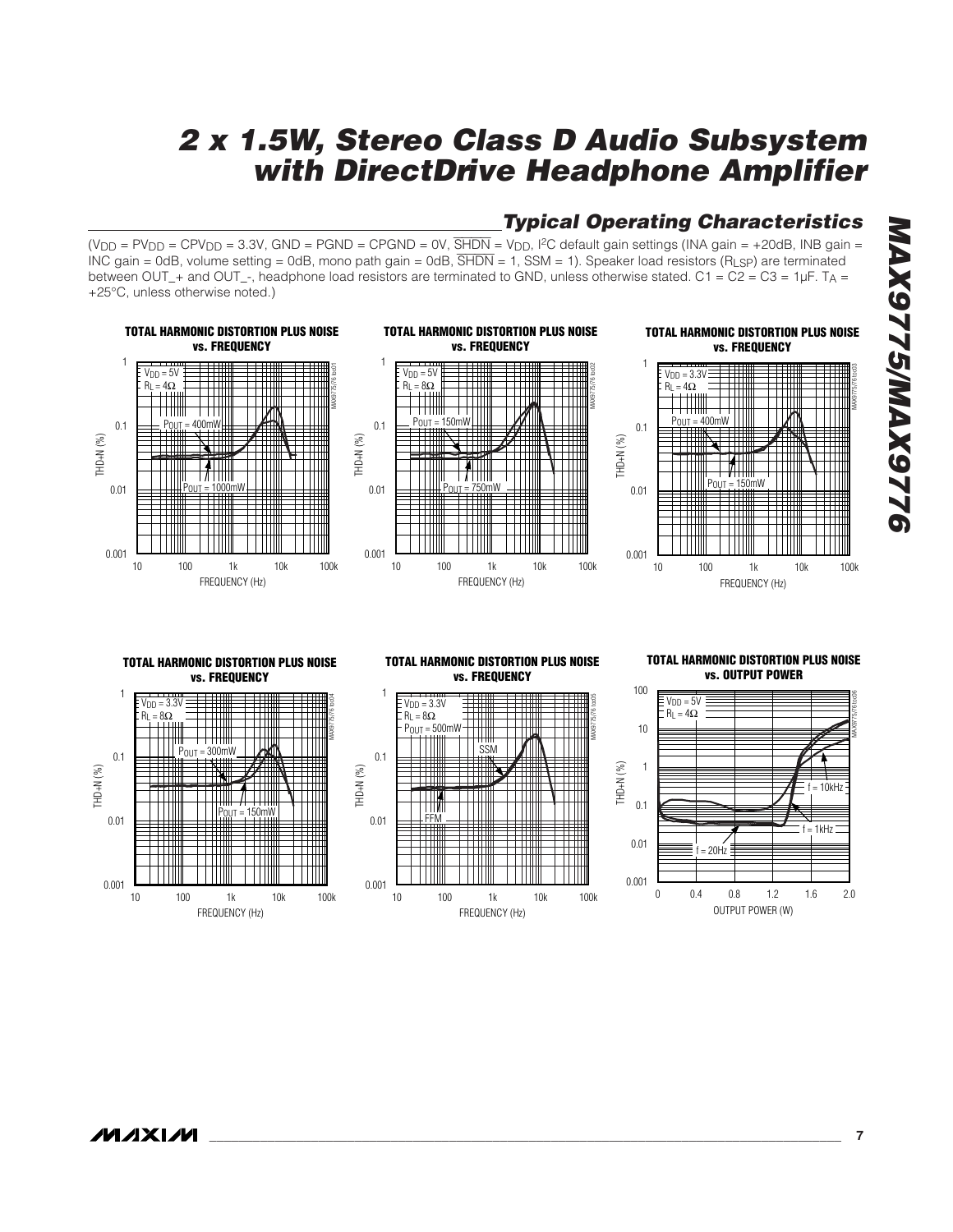## Typical Operating Characteristics

($V_{DD}$ = $PV_{DD}$ = $CPV_{DD}$ = 3.3V, GND = PGND = CPGND = 0V, $\overline{SHDN}$ = $V_{DD}$, I[2]C default gain settings (INA gain = +20dB, INB gain = INC gain = 0dB, volume setting = 0dB, mono path gain = 0dB, $\overline{SHDN}$ = 1, SSM = 1). Speaker load resistors ($R_{LSP}$) are terminated between OUT_+ and OUT_-, headphone load resistors are terminated to GND, unless otherwise stated. C1 = C2 = C3 = 1μF. $T_A$ = +25°C, unless otherwise noted.)

**TOTAL HARMONIC DISTORTION PLUS NOISE vs. FREQUENCY**

$V_{DD}$ = 5V, $R_L$ = 4Ω; $P_{OUT}$ = 400mW, $P_{OUT}$ = 1000mW

**TOTAL HARMONIC DISTORTION PLUS NOISE vs. FREQUENCY**

$V_{DD}$ = 5V, $R_L$ = 8Ω; $P_{OUT}$ = 150mW, $P_{OUT}$ = 750mW

**TOTAL HARMONIC DISTORTION PLUS NOISE vs. FREQUENCY**

$V_{DD}$ = 3.3V, $R_L$ = 4Ω; $P_{OUT}$ = 400mW, $P_{OUT}$ = 150mW

**TOTAL HARMONIC DISTORTION PLUS NOISE vs. FREQUENCY**

$V_{DD}$ = 3.3V, $R_L$ = 8Ω; $P_{OUT}$ = 300mW, $P_{OUT}$ = 150mW

**TOTAL HARMONIC DISTORTION PLUS NOISE vs. FREQUENCY**

$V_{DD}$ = 3.3V, $R_L$ = 8Ω, $P_{OUT}$ = 500mW; SSM, FFM

**TOTAL HARMONIC DISTORTION PLUS NOISE vs. OUTPUT POWER**

$V_{DD}$ = 5V, $R_L$ = 4Ω; f = 10kHz, f = 1kHz, f = 20Hz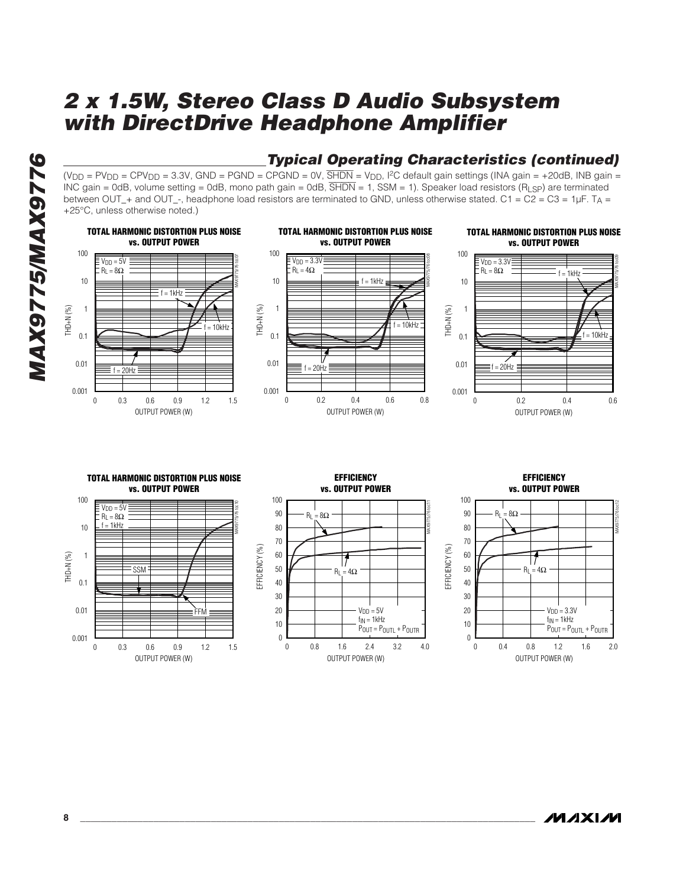## Typical Operating Characteristics (continued)

($V_{DD}$ = $PV_{DD}$ = $CPV_{DD}$ = 3.3V, GND = PGND = CPGND = 0V, $\overline{SHDN}$ = $V_{DD}$, I²C default gain settings (INA gain = +20dB, INB gain = INC gain = 0dB, volume setting = 0dB, mono path gain = 0dB, $\overline{SHDN}$ = 1, SSM = 1). Speaker load resistors ($R_{LSP}$) are terminated between OUT_+ and OUT_-, headphone load resistors are terminated to GND, unless otherwise stated. C1 = C2 = C3 = 1µF. $T_A$ = +25°C, unless otherwise noted.)

**TOTAL HARMONIC DISTORTION PLUS NOISE vs. OUTPUT POWER**

$V_{DD}$ = 5V, $R_L$ = 8Ω; f = 1kHz, f = 10kHz, f = 20Hz. Axes: THD+N (%) 0.001–100; OUTPUT POWER (W) 0–1.5.

**TOTAL HARMONIC DISTORTION PLUS NOISE vs. OUTPUT POWER**

$V_{DD}$ = 3.3V, $R_L$ = 4Ω; f = 1kHz, f = 10kHz, f = 20Hz. Axes: THD+N (%) 0.001–100; OUTPUT POWER (W) 0–0.8.

**TOTAL HARMONIC DISTORTION PLUS NOISE vs. OUTPUT POWER**

$V_{DD}$ = 3.3V, $R_L$ = 8Ω; f = 1kHz, f = 10kHz, f = 20Hz. Axes: THD+N (%) 0.001–100; OUTPUT POWER (W) 0–0.6.

**TOTAL HARMONIC DISTORTION PLUS NOISE vs. OUTPUT POWER**

$V_{DD}$ = 5V, $R_L$ = 8Ω, f = 1kHz; SSM, FFM. Axes: THD+N (%) 0.001–100; OUTPUT POWER (W) 0–1.5.

**EFFICIENCY vs. OUTPUT POWER**

$R_L$ = 8Ω, $R_L$ = 4Ω; $V_{DD}$ = 5V, $f_{IN}$ = 1kHz, $P_{OUT}$ = $P_{OUTL}$ + $P_{OUTR}$. Axes: EFFICIENCY (%) 0–100; OUTPUT POWER (W) 0–4.0.

**EFFICIENCY vs. OUTPUT POWER**

$R_L$ = 8Ω, $R_L$ = 4Ω; $V_{DD}$ = 3.3V, $f_{IN}$ = 1kHz, $P_{OUT}$ = $P_{OUTL}$ + $P_{OUTR}$. Axes: EFFICIENCY (%) 0–100; OUTPUT POWER (W) 0–2.0.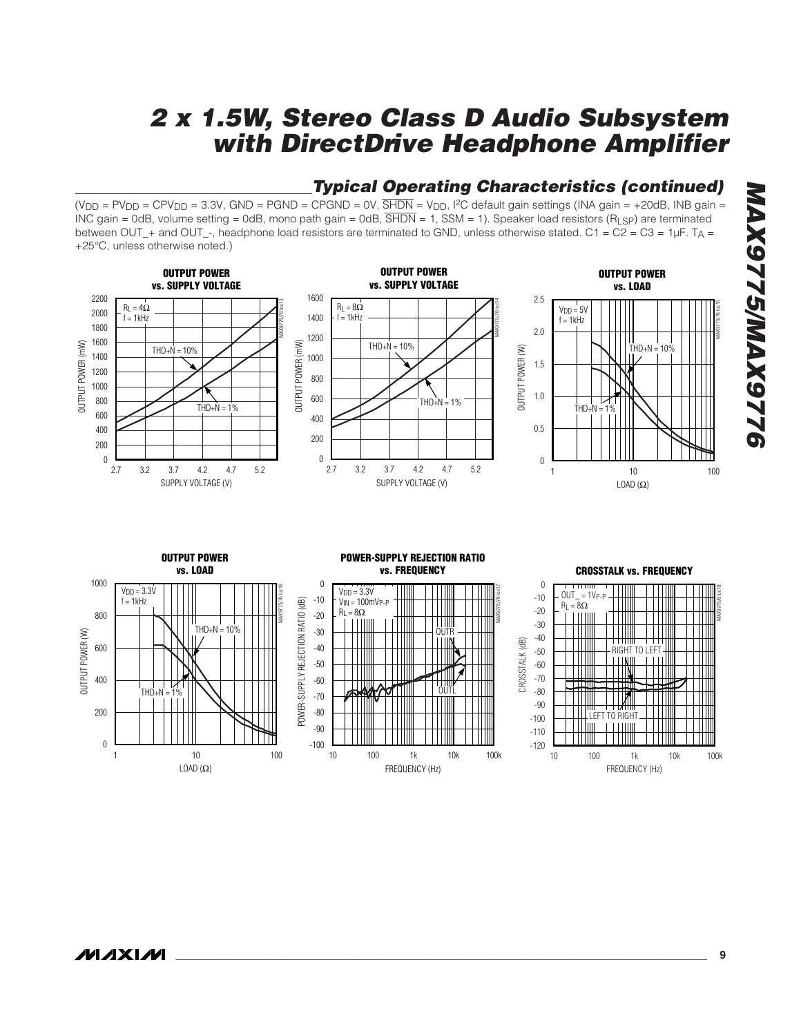## Typical Operating Characteristics (continued)

($V_{DD}$ = $PV_{DD}$ = $CPV_{DD}$ = 3.3V, GND = PGND = CPGND = 0V, $\overline{SHDN}$ = $V_{DD}$, I²C default gain settings (INA gain = +20dB, INB gain = INC gain = 0dB, volume setting = 0dB, mono path gain = 0dB, $\overline{SHDN}$ = 1, SSM = 1). Speaker load resistors ($R_{LSP}$) are terminated between OUT_+ and OUT_-, headphone load resistors are terminated to GND, unless otherwise stated. C1 = C2 = C3 = 1µF. $T_A$ = +25°C, unless otherwise noted.)

**OUTPUT POWER vs. SUPPLY VOLTAGE** ($R_L$ = 4Ω, f = 1kHz)

**OUTPUT POWER vs. SUPPLY VOLTAGE** ($R_L$ = 8Ω, f = 1kHz)

**OUTPUT POWER vs. LOAD** ($V_{DD}$ = 5V, f = 1kHz)

**OUTPUT POWER vs. LOAD** ($V_{DD}$ = 3.3V, f = 1kHz)

**POWER-SUPPLY REJECTION RATIO vs. FREQUENCY** ($V_{DD}$ = 3.3V, $V_{IN}$ = 100$mV_{P-P}$, $R_L$ = 8Ω)

**CROSSTALK vs. FREQUENCY** (OUT_ = 1$V_{P-P}$, $R_L$ = 8Ω)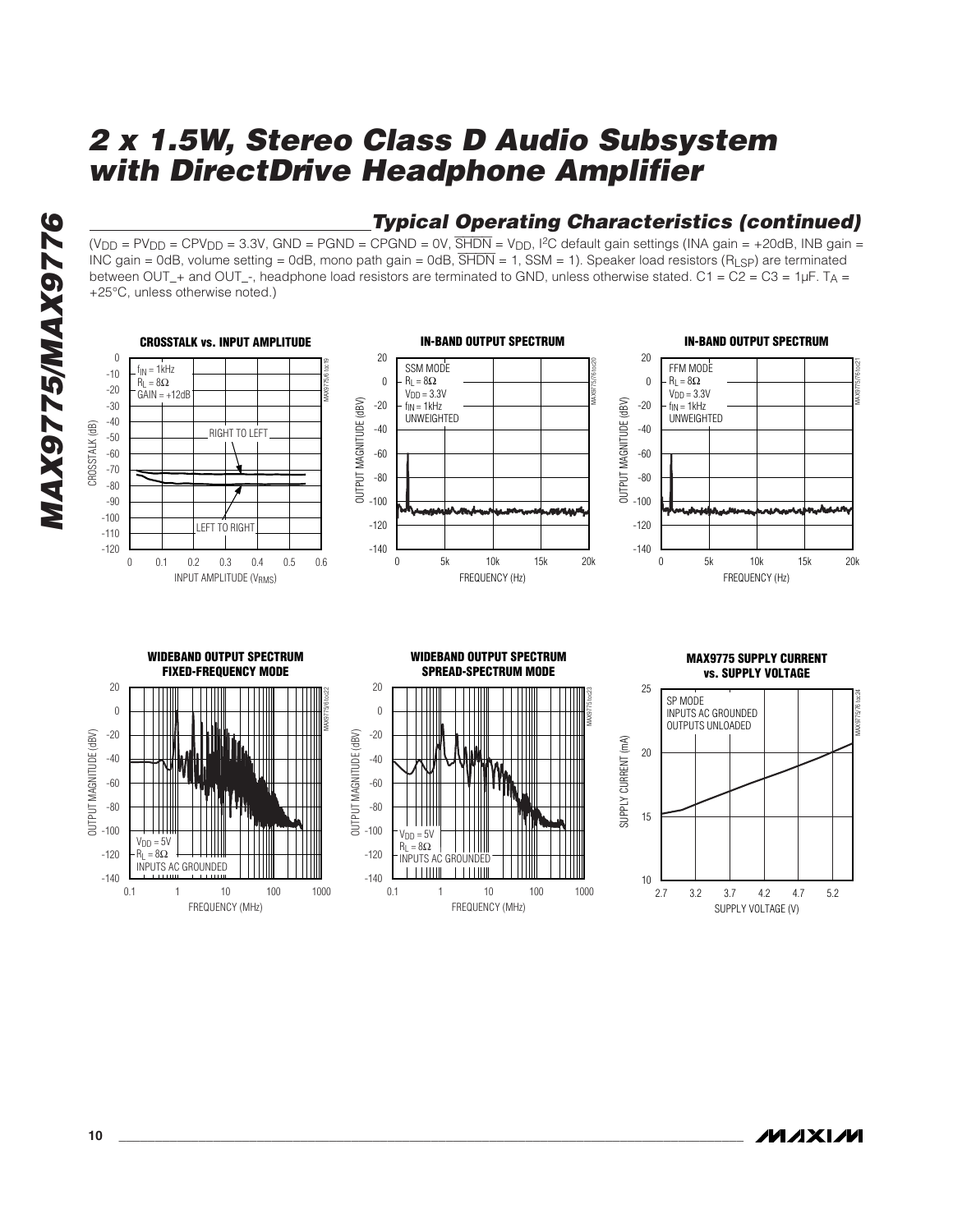## Typical Operating Characteristics (continued)

($V_{DD}$ = $PV_{DD}$ = $CPV_{DD}$ = 3.3V, GND = PGND = CPGND = 0V, $\overline{SHDN}$ = $V_{DD}$, I²C default gain settings (INA gain = +20dB, INB gain = INC gain = 0dB, volume setting = 0dB, mono path gain = 0dB, $\overline{SHDN}$ = 1, SSM = 1). Speaker load resistors ($R_{LSP}$) are terminated between OUT_+ and OUT_-, headphone load resistors are terminated to GND, unless otherwise stated. C1 = C2 = C3 = 1µF. $T_A$ = +25°C, unless otherwise noted.)

**CROSSTALK vs. INPUT AMPLITUDE**

$f_{IN}$ = 1kHz, $R_L$ = 8Ω, GAIN = +12dB

CROSSTALK (dB) vs. INPUT AMPLITUDE ($V_{RMS}$); curves: RIGHT TO LEFT, LEFT TO RIGHT

**IN-BAND OUTPUT SPECTRUM**

SSM MODE, $R_L$ = 8Ω, $V_{DD}$ = 3.3V, $f_{IN}$ = 1kHz, UNWEIGHTED

OUTPUT MAGNITUDE (dBV) vs. FREQUENCY (Hz)

**IN-BAND OUTPUT SPECTRUM**

FFM MODE, $R_L$ = 8Ω, $V_{DD}$ = 3.3V, $f_{IN}$ = 1kHz, UNWEIGHTED

OUTPUT MAGNITUDE (dBV) vs. FREQUENCY (Hz)

**WIDEBAND OUTPUT SPECTRUM FIXED-FREQUENCY MODE**

$V_{DD}$ = 5V, $R_L$ = 8Ω, INPUTS AC GROUNDED

OUTPUT MAGNITUDE (dBV) vs. FREQUENCY (MHz)

**WIDEBAND OUTPUT SPECTRUM SPREAD-SPECTRUM MODE**

$V_{DD}$ = 5V, $R_L$ = 8Ω, INPUTS AC GROUNDED

OUTPUT MAGNITUDE (dBV) vs. FREQUENCY (MHz)

**MAX9775 SUPPLY CURRENT vs. SUPPLY VOLTAGE**

SP MODE, INPUTS AC GROUNDED, OUTPUTS UNLOADED

SUPPLY CURRENT (mA) vs. SUPPLY VOLTAGE (V)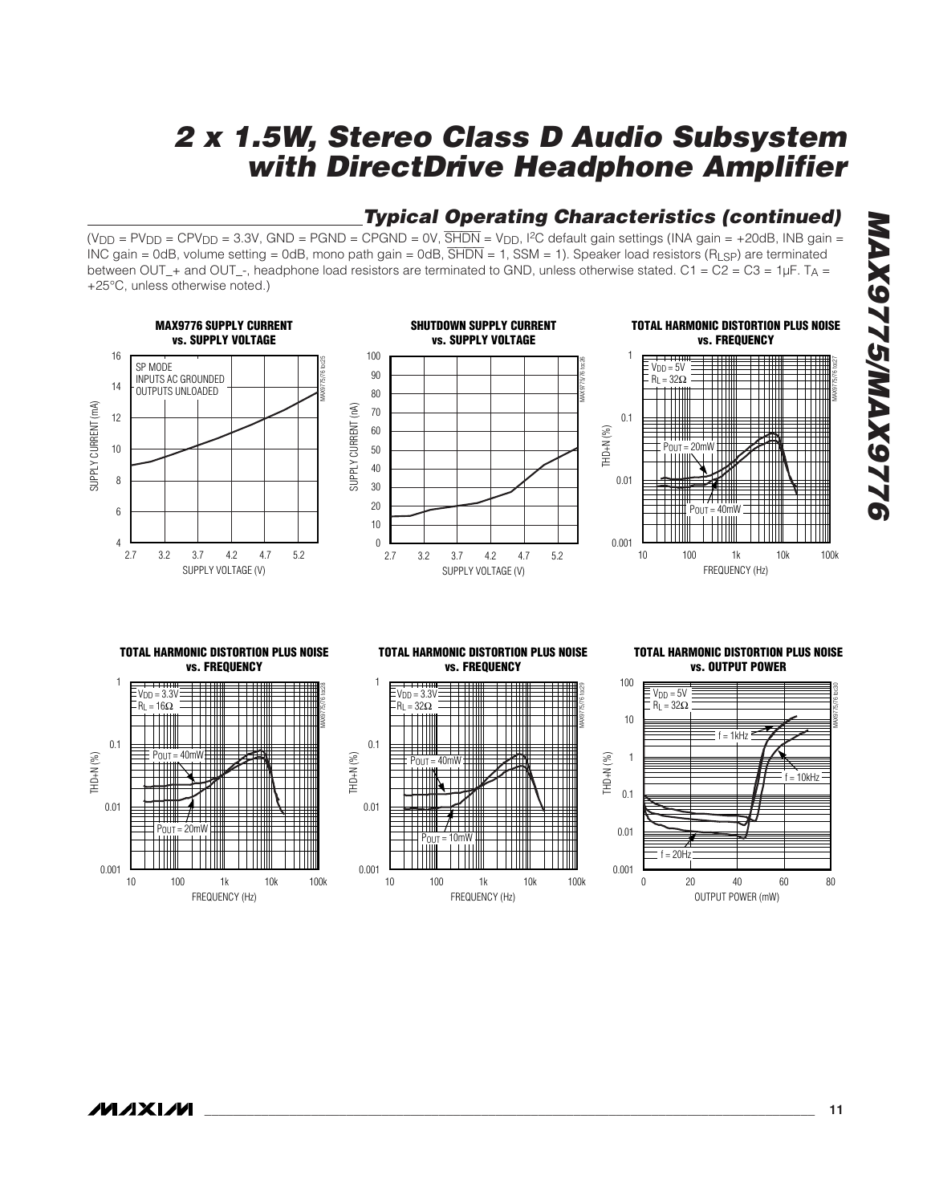## Typical Operating Characteristics (continued)

($V_{DD}$ = $PV_{DD}$ = $CPV_{DD}$ = 3.3V, GND = PGND = CPGND = 0V, $\overline{SHDN}$ = $V_{DD}$, I²C default gain settings (INA gain = +20dB, INB gain = INC gain = 0dB, volume setting = 0dB, mono path gain = 0dB, $\overline{SHDN}$ = 1, SSM = 1). Speaker load resistors ($R_{LSP}$) are terminated between OUT_+ and OUT_-, headphone load resistors are terminated to GND, unless otherwise stated. C1 = C2 = C3 = 1µF. $T_A$ = +25°C, unless otherwise noted.)

**MAX9776 SUPPLY CURRENT vs. SUPPLY VOLTAGE**

SP MODE
INPUTS AC GROUNDED
OUTPUTS UNLOADED

**SHUTDOWN SUPPLY CURRENT vs. SUPPLY VOLTAGE**

**TOTAL HARMONIC DISTORTION PLUS NOISE vs. FREQUENCY**

$V_{DD}$ = 5V
$R_L$ = 32Ω
$P_{OUT}$ = 20mW
$P_{OUT}$ = 40mW

**TOTAL HARMONIC DISTORTION PLUS NOISE vs. FREQUENCY**

$V_{DD}$ = 3.3V
$R_L$ = 16Ω
$P_{OUT}$ = 40mW
$P_{OUT}$ = 20mW

**TOTAL HARMONIC DISTORTION PLUS NOISE vs. FREQUENCY**

$V_{DD}$ = 3.3V
$R_L$ = 32Ω
$P_{OUT}$ = 40mW
$P_{OUT}$ = 10mW

**TOTAL HARMONIC DISTORTION PLUS NOISE vs. OUTPUT POWER**

$V_{DD}$ = 5V
$R_L$ = 32Ω
f = 1kHz
f = 10kHz
f = 20Hz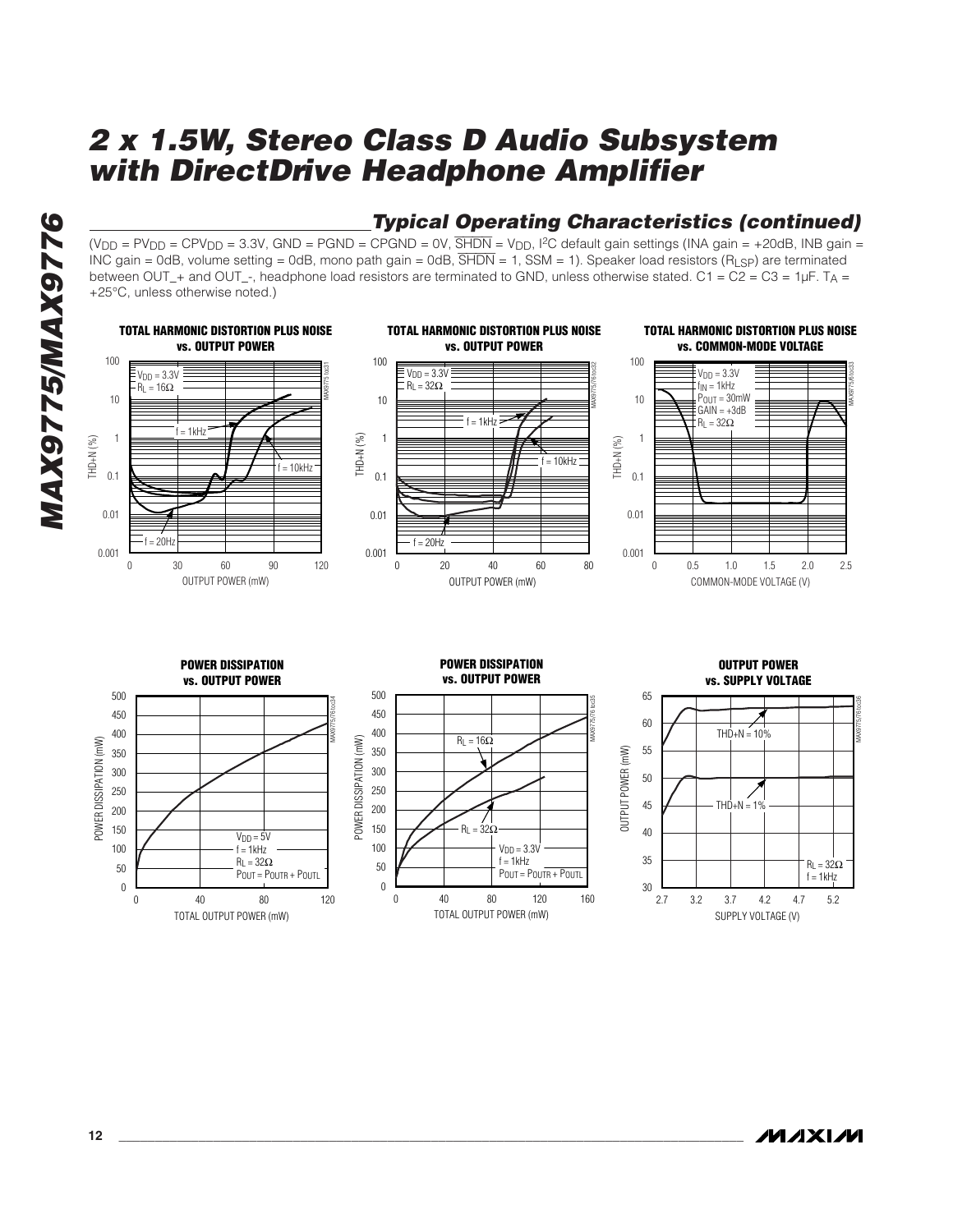## Typical Operating Characteristics (continued)

($V_{DD}$ = $PV_{DD}$ = $CPV_{DD}$ = 3.3V, GND = PGND = CPGND = 0V, $\overline{SHDN}$ = $V_{DD}$, I²C default gain settings (INA gain = +20dB, INB gain = INC gain = 0dB, volume setting = 0dB, mono path gain = 0dB, $\overline{SHDN}$ = 1, SSM = 1). Speaker load resistors ($R_{LSP}$) are terminated between OUT_+ and OUT_-, headphone load resistors are terminated to GND, unless otherwise stated. C1 = C2 = C3 = 1µF. $T_A$ = +25°C, unless otherwise noted.)

**TOTAL HARMONIC DISTORTION PLUS NOISE vs. OUTPUT POWER**

$V_{DD}$ = 3.3V, $R_L$ = 16Ω; curves: f = 1kHz, f = 10kHz, f = 20Hz. THD+N (%) vs. OUTPUT POWER (mW), 0 to 120.

**TOTAL HARMONIC DISTORTION PLUS NOISE vs. OUTPUT POWER**

$V_{DD}$ = 3.3V, $R_L$ = 32Ω; curves: f = 1kHz, f = 10kHz, f = 20Hz. THD+N (%) vs. OUTPUT POWER (mW), 0 to 80.

**TOTAL HARMONIC DISTORTION PLUS NOISE vs. COMMON-MODE VOLTAGE**

$V_{DD}$ = 3.3V, $f_{IN}$ = 1kHz, $P_{OUT}$ = 30mW, GAIN = +3dB, $R_L$ = 32Ω. THD+N (%) vs. COMMON-MODE VOLTAGE (V), 0 to 2.5.

**POWER DISSIPATION vs. OUTPUT POWER**

$V_{DD}$ = 5V, f = 1kHz, $R_L$ = 32Ω, $P_{OUT}$ = $P_{OUTR}$ + $P_{OUTL}$. POWER DISSIPATION (mW) vs. TOTAL OUTPUT POWER (mW), 0 to 120.

**POWER DISSIPATION vs. OUTPUT POWER**

$V_{DD}$ = 3.3V, f = 1kHz, $P_{OUT}$ = $P_{OUTR}$ + $P_{OUTL}$; curves: $R_L$ = 16Ω, $R_L$ = 32Ω. POWER DISSIPATION (mW) vs. TOTAL OUTPUT POWER (mW), 0 to 160.

**OUTPUT POWER vs. SUPPLY VOLTAGE**

$R_L$ = 32Ω, f = 1kHz; curves: THD+N = 10%, THD+N = 1%. OUTPUT POWER (mW) vs. SUPPLY VOLTAGE (V), 2.7 to 5.2.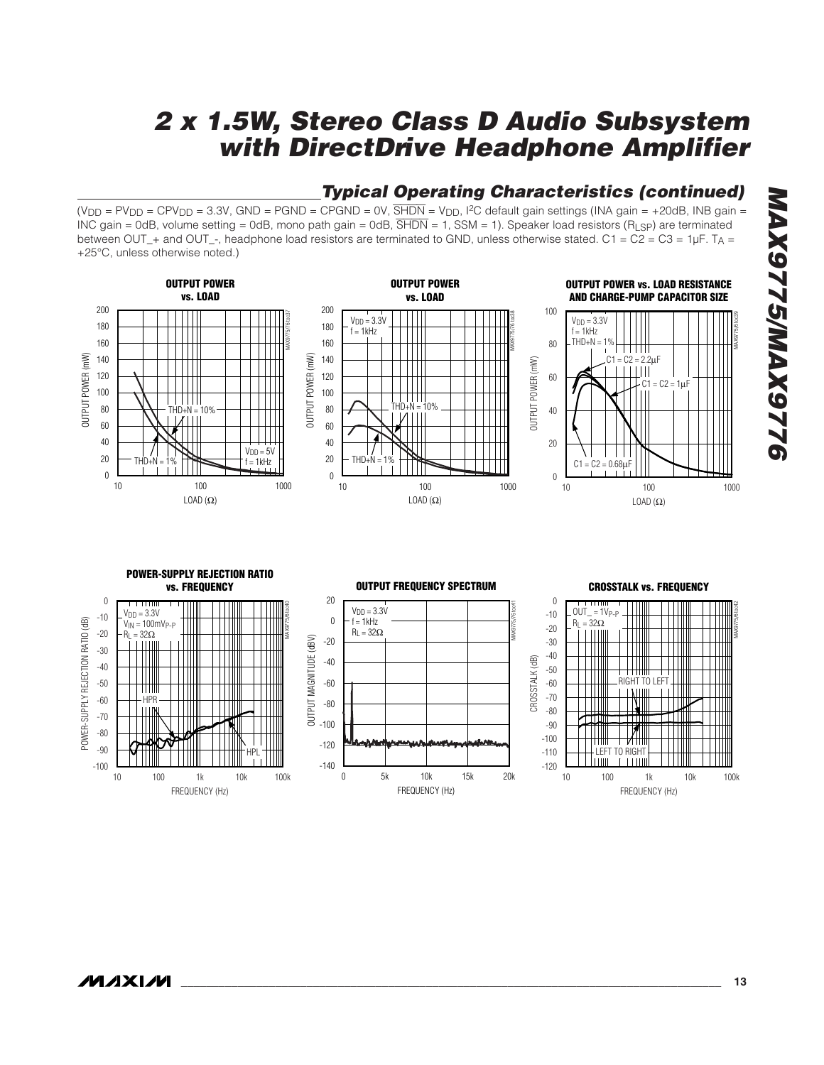## Typical Operating Characteristics (continued)

($V_{DD}$ = $PV_{DD}$ = $CPV_{DD}$ = 3.3V, GND = PGND = CPGND = 0V, $\overline{SHDN}$ = $V_{DD}$, I²C default gain settings (INA gain = +20dB, INB gain = INC gain = 0dB, volume setting = 0dB, mono path gain = 0dB, $\overline{SHDN}$ = 1, SSM = 1). Speaker load resistors ($R_{LSP}$) are terminated between OUT_+ and OUT_-, headphone load resistors are terminated to GND, unless otherwise stated. C1 = C2 = C3 = 1µF. $T_A$ = +25°C, unless otherwise noted.)

**OUTPUT POWER vs. LOAD**

**OUTPUT POWER vs. LOAD**

**OUTPUT POWER vs. LOAD RESISTANCE AND CHARGE-PUMP CAPACITOR SIZE**

**POWER-SUPPLY REJECTION RATIO vs. FREQUENCY**

**OUTPUT FREQUENCY SPECTRUM**

**CROSSTALK vs. FREQUENCY**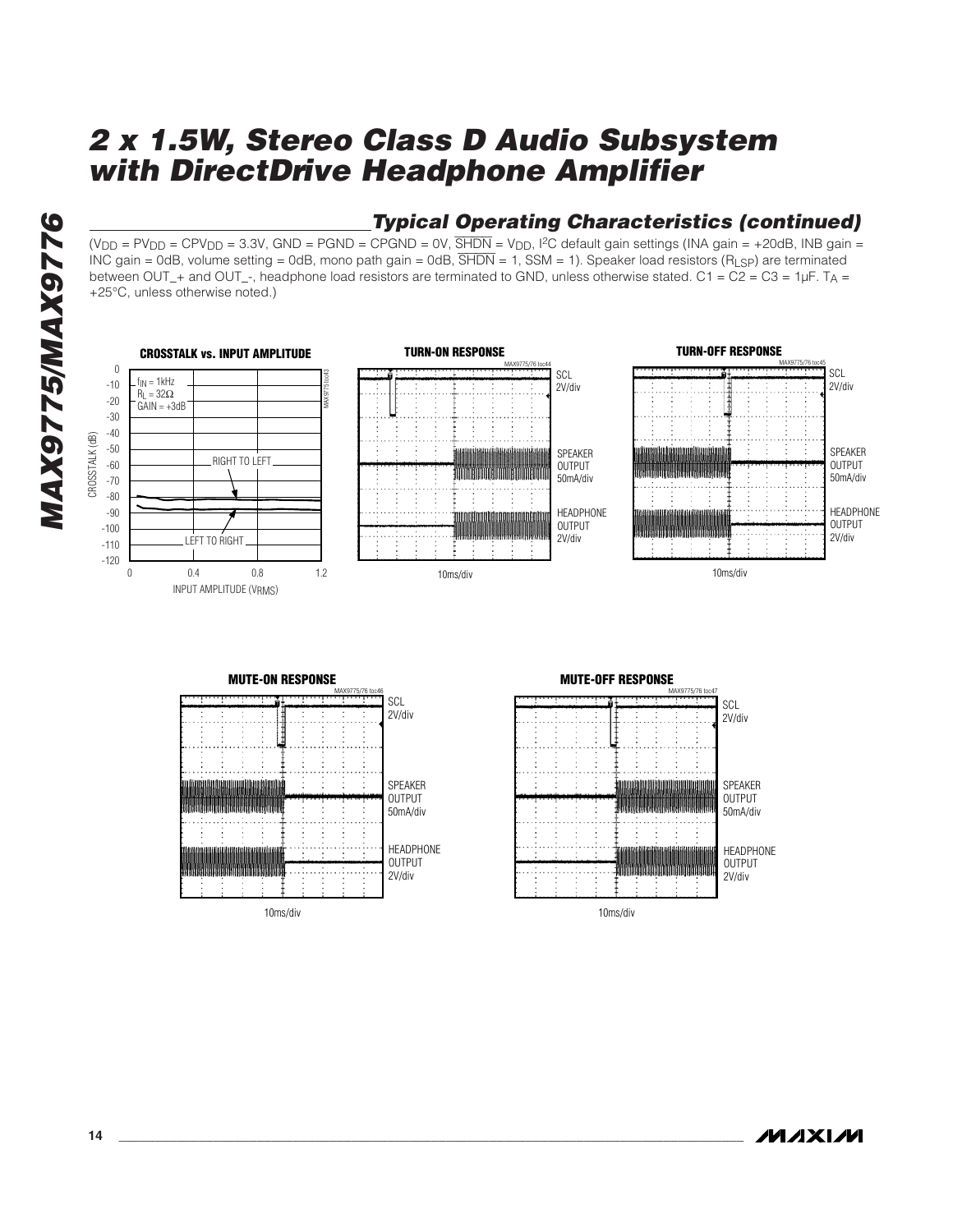## Typical Operating Characteristics (continued)

($V_{DD}$ = $PV_{DD}$ = $CPV_{DD}$ = 3.3V, GND = PGND = CPGND = 0V, $\overline{SHDN}$ = $V_{DD}$, I²C default gain settings (INA gain = +20dB, INB gain = INC gain = 0dB, volume setting = 0dB, mono path gain = 0dB, $\overline{SHDN}$ = 1, SSM = 1). Speaker load resistors ($R_{LSP}$) are terminated between OUT_+ and OUT_-, headphone load resistors are terminated to GND, unless otherwise stated. C1 = C2 = C3 = 1µF. $T_A$ = +25°C, unless otherwise noted.)

**CROSSTALK vs. INPUT AMPLITUDE**

$f_{IN}$ = 1kHz
$R_L$ = 32Ω
GAIN = +3dB

CROSSTALK (dB) vs. INPUT AMPLITUDE ($V_{RMS}$); curves: RIGHT TO LEFT, LEFT TO RIGHT

**TURN-ON RESPONSE**

SCL 2V/div; SPEAKER OUTPUT 50mA/div; HEADPHONE OUTPUT 2V/div; 10ms/div

**TURN-OFF RESPONSE**

SCL 2V/div; SPEAKER OUTPUT 50mA/div; HEADPHONE OUTPUT 2V/div; 10ms/div

**MUTE-ON RESPONSE**

SCL 2V/div; SPEAKER OUTPUT 50mA/div; HEADPHONE OUTPUT 2V/div; 10ms/div

**MUTE-OFF RESPONSE**

SCL 2V/div; SPEAKER OUTPUT 50mA/div; HEADPHONE OUTPUT 2V/div; 10ms/div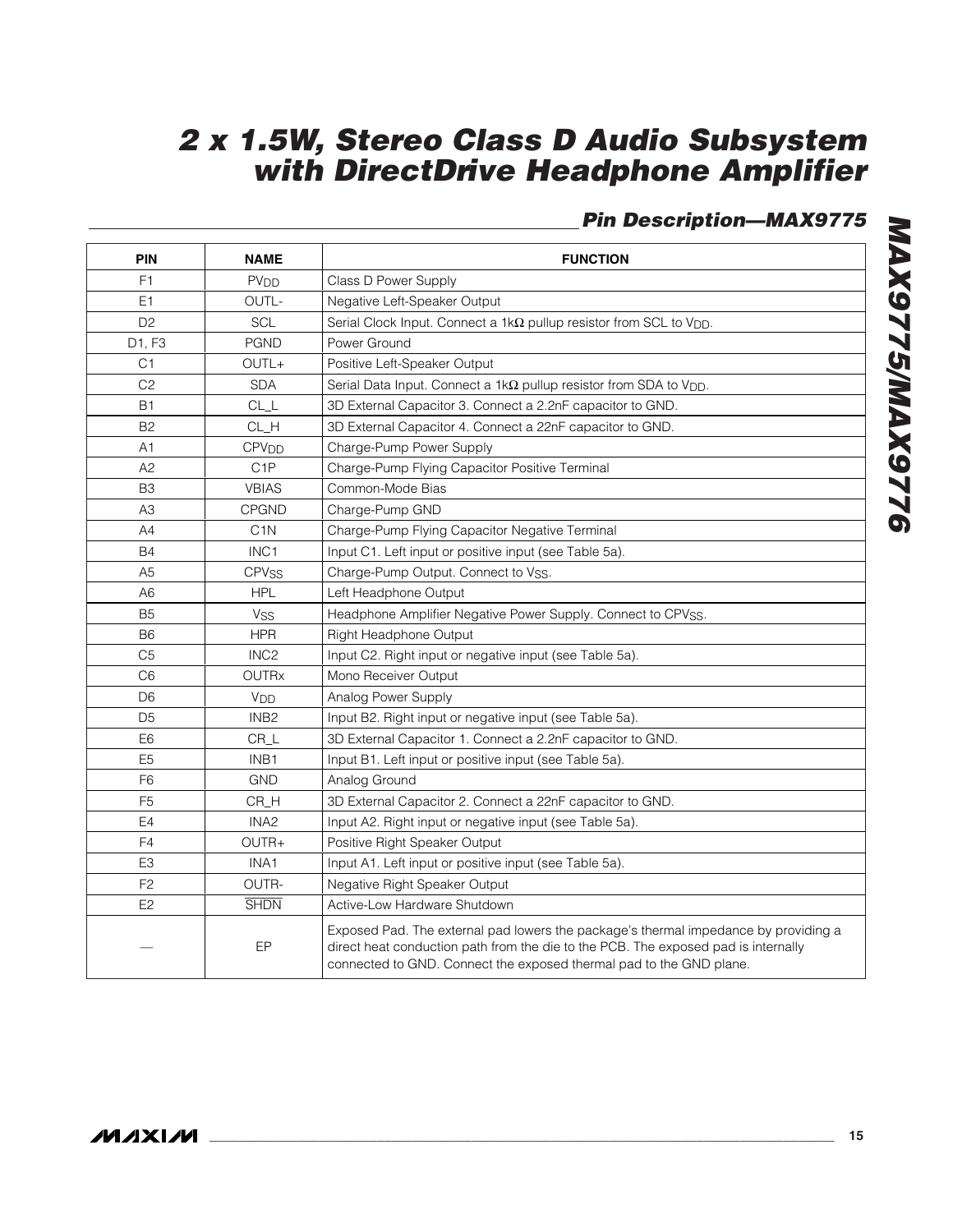## Pin Description—MAX9775

| PIN | NAME | FUNCTION |
|---|---|---|
| F1 | $PV_{DD}$ | Class D Power Supply |
| E1 | OUTL- | Negative Left-Speaker Output |
| D2 | SCL | Serial Clock Input. Connect a 1kΩ pullup resistor from SCL to $V_{DD}$. |
| D1, F3 | PGND | Power Ground |
| C1 | OUTL+ | Positive Left-Speaker Output |
| C2 | SDA | Serial Data Input. Connect a 1kΩ pullup resistor from SDA to $V_{DD}$. |
| B1 | CL_L | 3D External Capacitor 3. Connect a 2.2nF capacitor to GND. |
| B2 | CL_H | 3D External Capacitor 4. Connect a 22nF capacitor to GND. |
| A1 | $CPV_{DD}$ | Charge-Pump Power Supply |
| A2 | C1P | Charge-Pump Flying Capacitor Positive Terminal |
| B3 | VBIAS | Common-Mode Bias |
| A3 | CPGND | Charge-Pump GND |
| A4 | C1N | Charge-Pump Flying Capacitor Negative Terminal |
| B4 | INC1 | Input C1. Left input or positive input (see Table 5a). |
| A5 | $CPV_{SS}$ | Charge-Pump Output. Connect to $V_{SS}$. |
| A6 | HPL | Left Headphone Output |
| B5 | $V_{SS}$ | Headphone Amplifier Negative Power Supply. Connect to $CPV_{SS}$. |
| B6 | HPR | Right Headphone Output |
| C5 | INC2 | Input C2. Right input or negative input (see Table 5a). |
| C6 | OUTRx | Mono Receiver Output |
| D6 | $V_{DD}$ | Analog Power Supply |
| D5 | INB2 | Input B2. Right input or negative input (see Table 5a). |
| E6 | CR_L | 3D External Capacitor 1. Connect a 2.2nF capacitor to GND. |
| E5 | INB1 | Input B1. Left input or positive input (see Table 5a). |
| F6 | GND | Analog Ground |
| F5 | CR_H | 3D External Capacitor 2. Connect a 22nF capacitor to GND. |
| E4 | INA2 | Input A2. Right input or negative input (see Table 5a). |
| F4 | OUTR+ | Positive Right Speaker Output |
| E3 | INA1 | Input A1. Left input or positive input (see Table 5a). |
| F2 | OUTR- | Negative Right Speaker Output |
| E2 | $\overline{SHDN}$ | Active-Low Hardware Shutdown |
| — | EP | Exposed Pad. The external pad lowers the package's thermal impedance by providing a direct heat conduction path from the die to the PCB. The exposed pad is internally connected to GND. Connect the exposed thermal pad to the GND plane. |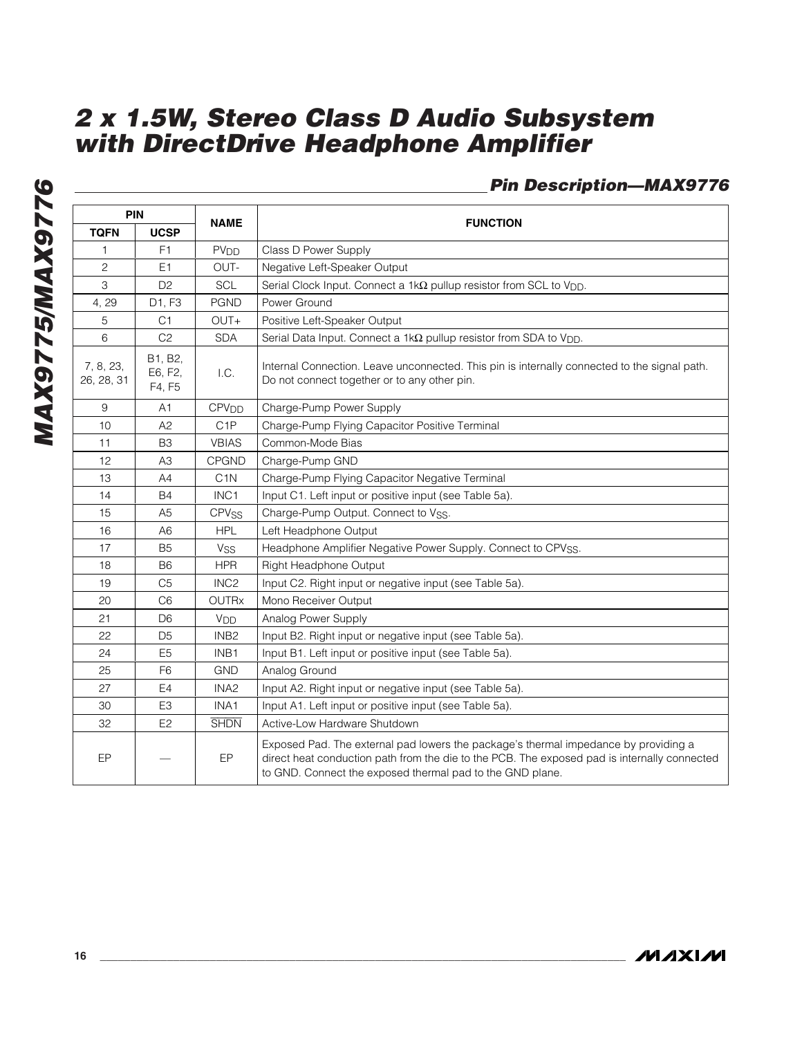## Pin Description—MAX9776

| PIN | | NAME | FUNCTION |
|---|---|---|---|
| TQFN | UCSP | | |
| 1 | F1 | $PV_{DD}$ | Class D Power Supply |
| 2 | E1 | OUT- | Negative Left-Speaker Output |
| 3 | D2 | SCL | Serial Clock Input. Connect a 1kΩ pullup resistor from SCL to $V_{DD}$. |
| 4, 29 | D1, F3 | PGND | Power Ground |
| 5 | C1 | OUT+ | Positive Left-Speaker Output |
| 6 | C2 | SDA | Serial Data Input. Connect a 1kΩ pullup resistor from SDA to $V_{DD}$. |
| 7, 8, 23, 26, 28, 31 | B1, B2, E6, F2, F4, F5 | I.C. | Internal Connection. Leave unconnected. This pin is internally connected to the signal path. Do not connect together or to any other pin. |
| 9 | A1 | $CPV_{DD}$ | Charge-Pump Power Supply |
| 10 | A2 | C1P | Charge-Pump Flying Capacitor Positive Terminal |
| 11 | B3 | VBIAS | Common-Mode Bias |
| 12 | A3 | CPGND | Charge-Pump GND |
| 13 | A4 | C1N | Charge-Pump Flying Capacitor Negative Terminal |
| 14 | B4 | INC1 | Input C1. Left input or positive input (see Table 5a). |
| 15 | A5 | $CPV_{SS}$ | Charge-Pump Output. Connect to $V_{SS}$. |
| 16 | A6 | HPL | Left Headphone Output |
| 17 | B5 | $V_{SS}$ | Headphone Amplifier Negative Power Supply. Connect to $CPV_{SS}$. |
| 18 | B6 | HPR | Right Headphone Output |
| 19 | C5 | INC2 | Input C2. Right input or negative input (see Table 5a). |
| 20 | C6 | OUTRx | Mono Receiver Output |
| 21 | D6 | $V_{DD}$ | Analog Power Supply |
| 22 | D5 | INB2 | Input B2. Right input or negative input (see Table 5a). |
| 24 | E5 | INB1 | Input B1. Left input or positive input (see Table 5a). |
| 25 | F6 | GND | Analog Ground |
| 27 | E4 | INA2 | Input A2. Right input or negative input (see Table 5a). |
| 30 | E3 | INA1 | Input A1. Left input or positive input (see Table 5a). |
| 32 | E2 | $\overline{SHDN}$ | Active-Low Hardware Shutdown |
| EP | — | EP | Exposed Pad. The external pad lowers the package's thermal impedance by providing a direct heat conduction path from the die to the PCB. The exposed pad is internally connected to GND. Connect the exposed thermal pad to the GND plane. |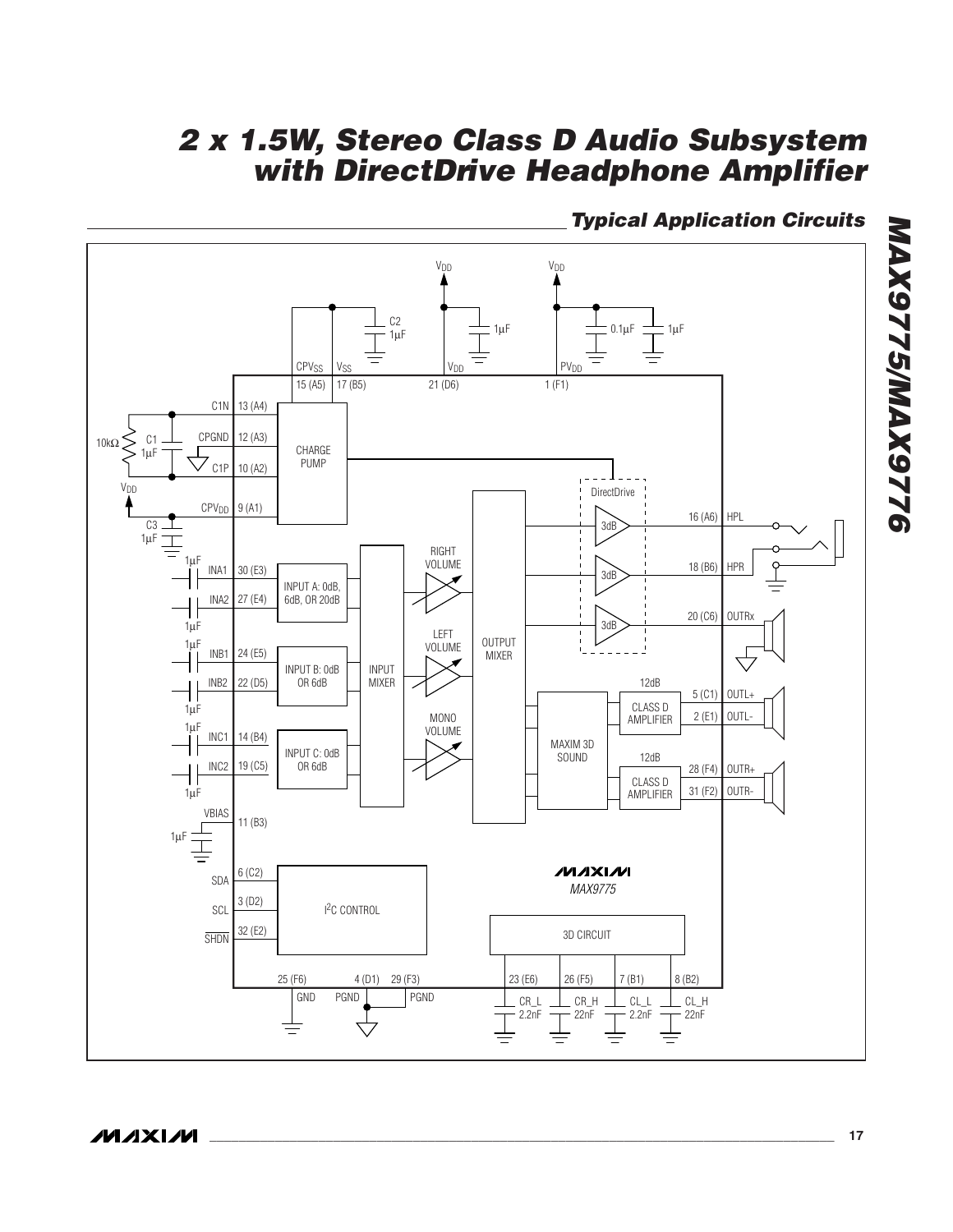## Typical Application Circuits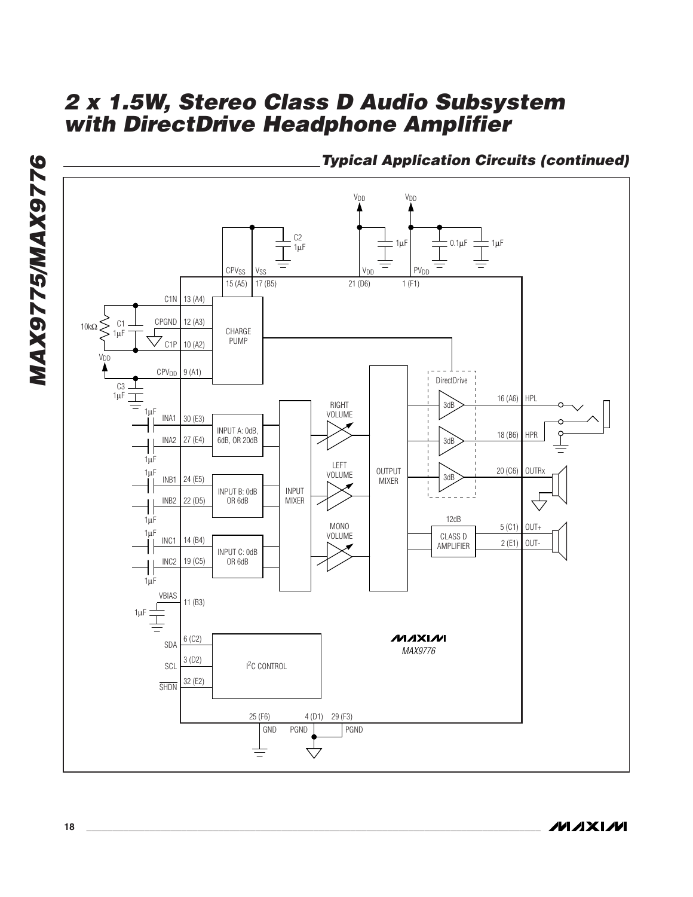## Typical Application Circuits (continued)

VDD VDD

C2 1μF

1μF 0.1μF 1μF

$CPV_{SS}$ $V_{SS}$ $V_{DD}$ $PV_{DD}$

15 (A5) 17 (B5) 21 (D6) 1 (F1)

C1N 13 (A4)

10kΩ C1 1μF CPGND 12 (A3) CHARGE PUMP

C1P 10 (A2)

$V_{DD}$

$CPV_{DD}$ 9 (A1)

C3 1μF

DirectDrive

1μF INA1 30 (E3) INPUT A: 0dB, 6dB, OR 20dB

INA2 27 (E4)

1μF

RIGHT VOLUME

3dB 16 (A6) HPL

3dB 18 (B6) HPR

LEFT VOLUME

OUTPUT MIXER

3dB 20 (C6) OUTRx

1μF INB1 24 (E5) INPUT B: 0dB OR 6dB

INB2 22 (D5)

1μF

INPUT MIXER

MONO VOLUME

12dB

CLASS D AMPLIFIER 5 (C1) OUT+

2 (E1) OUT-

1μF INC1 14 (B4) INPUT C: 0dB OR 6dB

INC2 19 (C5)

1μF

VBIAS 11 (B3)

1μF

SDA 6 (C2)

SCL 3 (D2) I²C CONTROL

$\overline{SHDN}$ 32 (E2)

MAXIM MAX9776

25 (F6) GND 4 (D1) PGND 29 (F3) PGND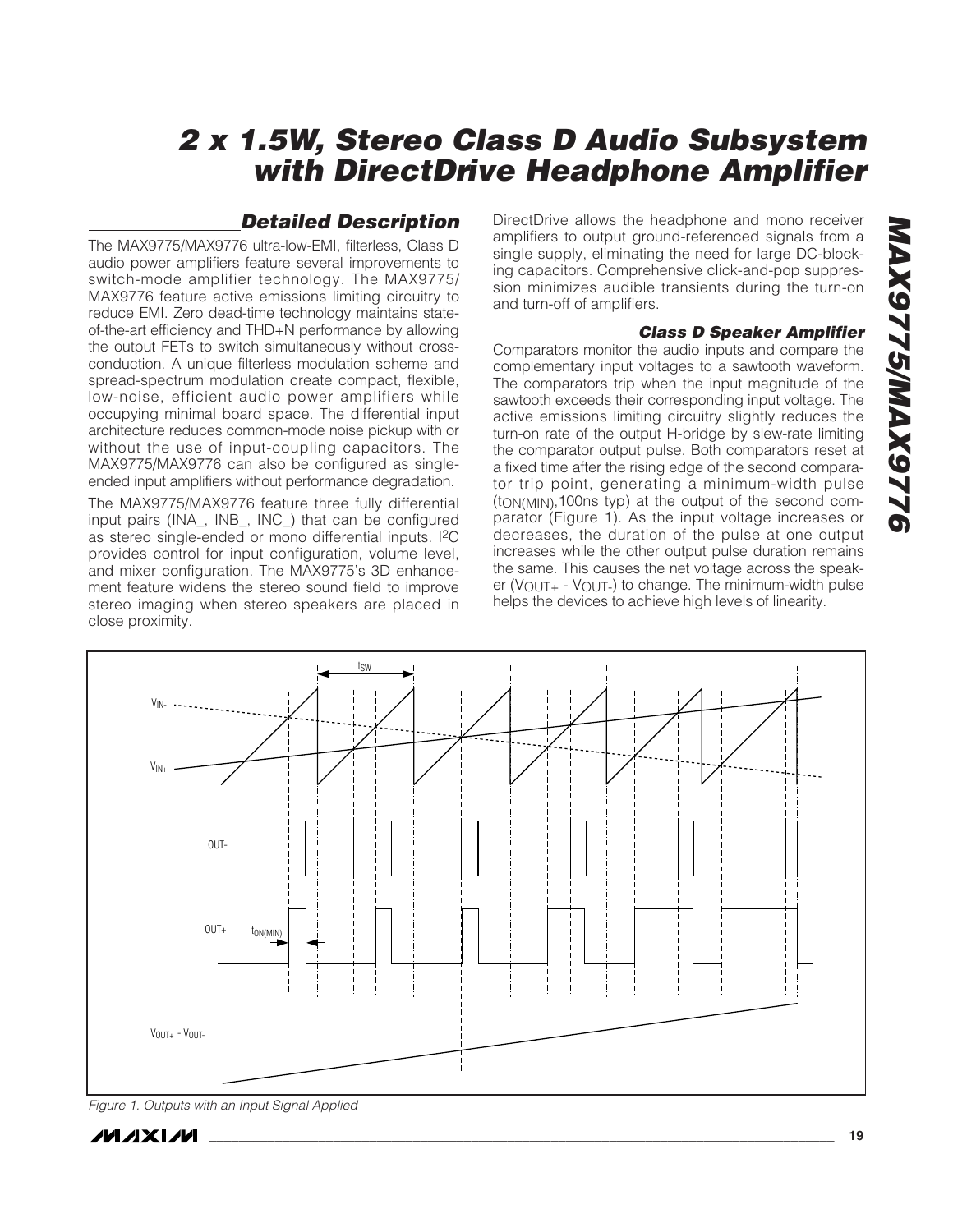## Detailed Description

The MAX9775/MAX9776 ultra-low-EMI, filterless, Class D audio power amplifiers feature several improvements to switch-mode amplifier technology. The MAX9775/MAX9776 feature active emissions limiting circuitry to reduce EMI. Zero dead-time technology maintains state-of-the-art efficiency and THD+N performance by allowing the output FETs to switch simultaneously without cross-conduction. A unique filterless modulation scheme and spread-spectrum modulation create compact, flexible, low-noise, efficient audio power amplifiers while occupying minimal board space. The differential input architecture reduces common-mode noise pickup with or without the use of input-coupling capacitors. The MAX9775/MAX9776 can also be configured as single-ended input amplifiers without performance degradation.

The MAX9775/MAX9776 feature three fully differential input pairs (INA_, INB_, INC_) that can be configured as stereo single-ended or mono differential inputs. I²C provides control for input configuration, volume level, and mixer configuration. The MAX9775's 3D enhancement feature widens the stereo sound field to improve stereo imaging when stereo speakers are placed in close proximity.

DirectDrive allows the headphone and mono receiver amplifiers to output ground-referenced signals from a single supply, eliminating the need for large DC-blocking capacitors. Comprehensive click-and-pop suppression minimizes audible transients during the turn-on and turn-off of amplifiers.

### Class D Speaker Amplifier

Comparators monitor the audio inputs and compare the complementary input voltages to a sawtooth waveform. The comparators trip when the input magnitude of the sawtooth exceeds their corresponding input voltage. The active emissions limiting circuitry slightly reduces the turn-on rate of the output H-bridge by slew-rate limiting the comparator output pulse. Both comparators reset at a fixed time after the rising edge of the second comparator trip point, generating a minimum-width pulse ($t_{ON(MIN)}$, 100ns typ) at the output of the second comparator (Figure 1). As the input voltage increases or decreases, the duration of the pulse at one output increases while the other output pulse duration remains the same. This causes the net voltage across the speaker ($V_{OUT+} - V_{OUT-}$) to change. The minimum-width pulse helps the devices to achieve high levels of linearity.

Figure 1. Outputs with an Input Signal Applied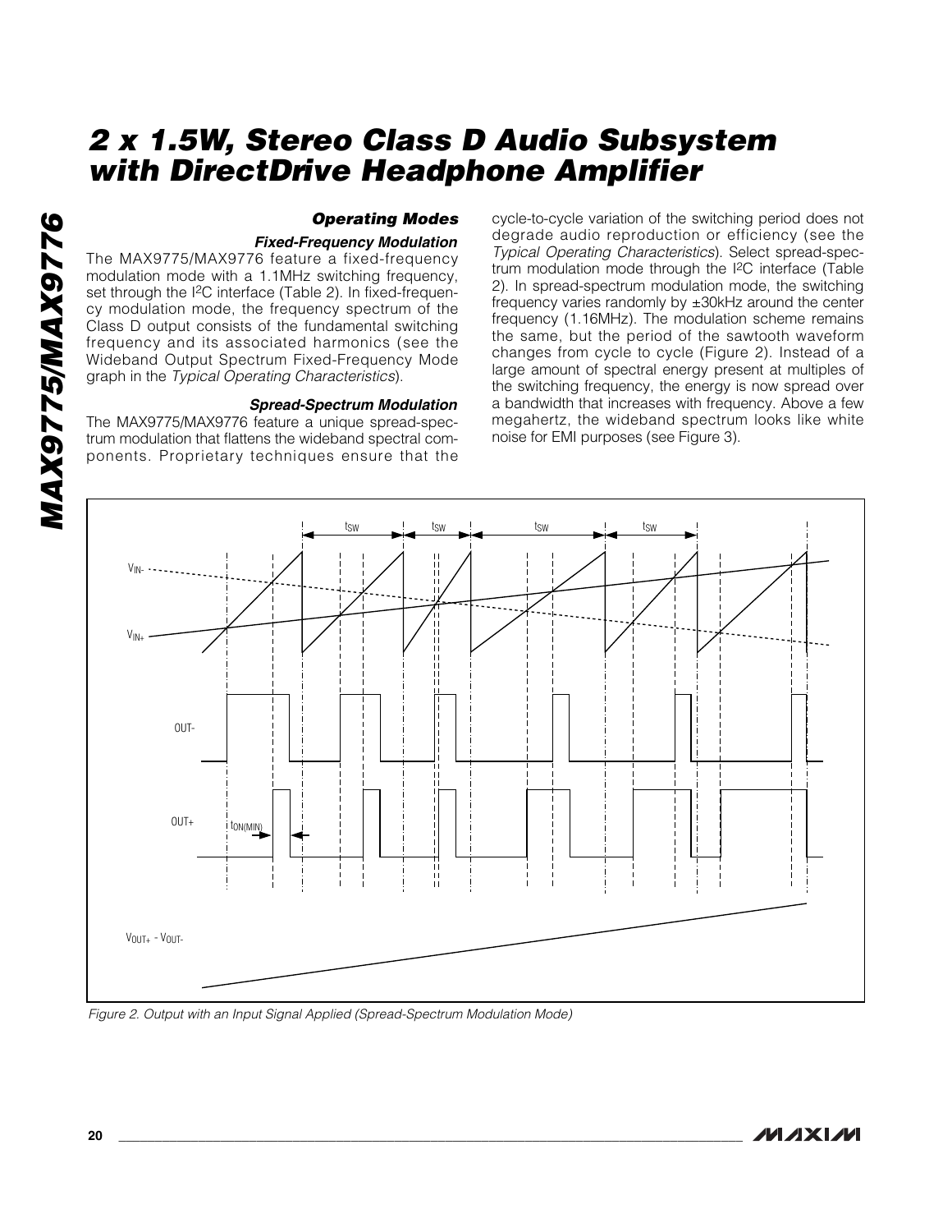### Operating Modes

#### Fixed-Frequency Modulation

The MAX9775/MAX9776 feature a fixed-frequency modulation mode with a 1.1MHz switching frequency, set through the I2C interface (Table 2). In fixed-frequency modulation mode, the frequency spectrum of the Class D output consists of the fundamental switching frequency and its associated harmonics (see the Wideband Output Spectrum Fixed-Frequency Mode graph in the *Typical Operating Characteristics*).

#### Spread-Spectrum Modulation

The MAX9775/MAX9776 feature a unique spread-spectrum modulation that flattens the wideband spectral components. Proprietary techniques ensure that the cycle-to-cycle variation of the switching period does not degrade audio reproduction or efficiency (see the *Typical Operating Characteristics*). Select spread-spectrum modulation mode through the I2C interface (Table 2). In spread-spectrum modulation mode, the switching frequency varies randomly by ±30kHz around the center frequency (1.16MHz). The modulation scheme remains the same, but the period of the sawtooth waveform changes from cycle to cycle (Figure 2). Instead of a large amount of spectral energy present at multiples of the switching frequency, the energy is now spread over a bandwidth that increases with frequency. Above a few megahertz, the wideband spectrum looks like white noise for EMI purposes (see Figure 3).

*Figure 2. Output with an Input Signal Applied (Spread-Spectrum Modulation Mode)*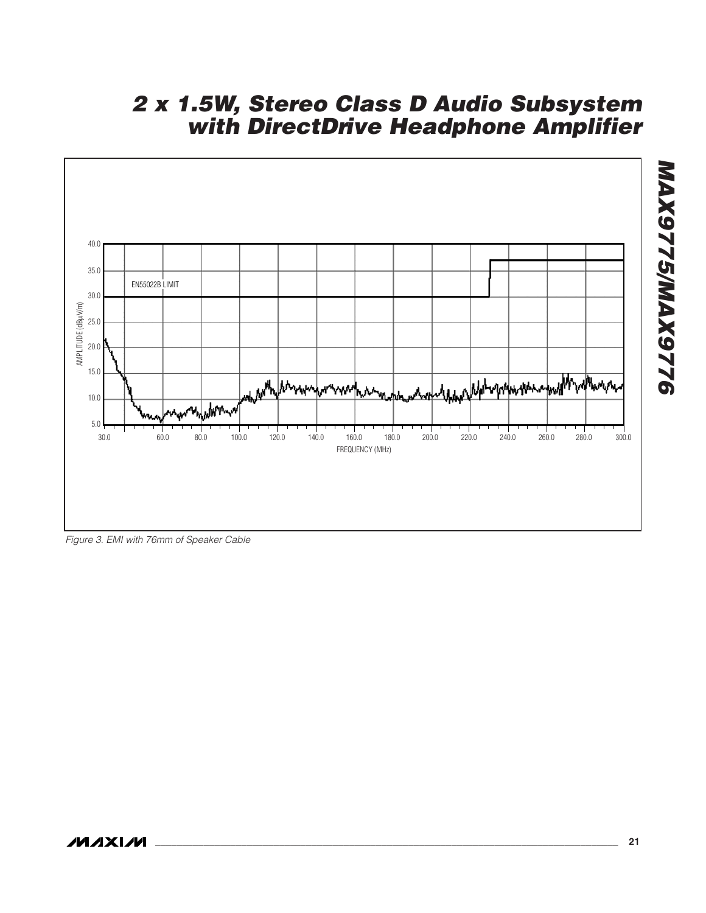Figure 3. EMI with 76mm of Speaker Cable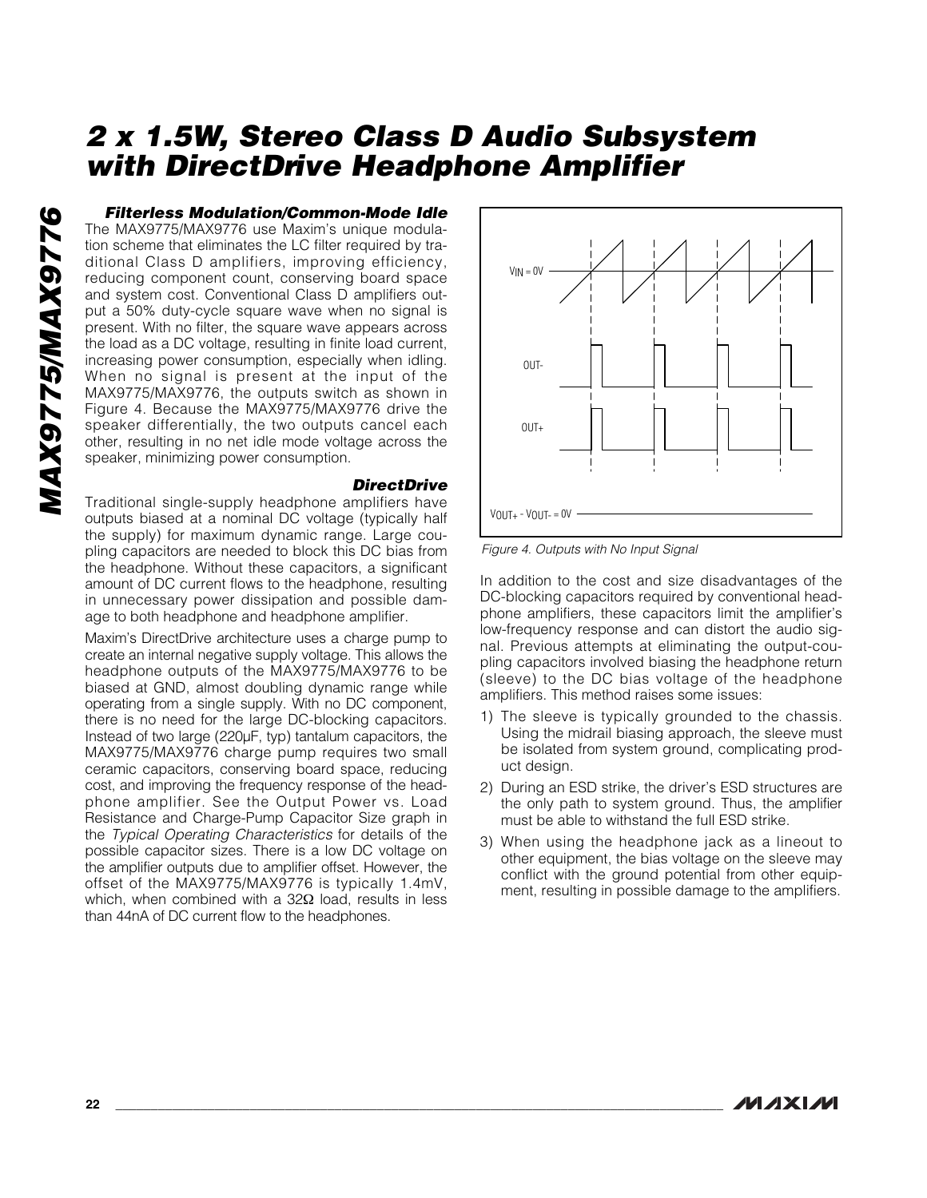### Filterless Modulation/Common-Mode Idle

The MAX9775/MAX9776 use Maxim's unique modulation scheme that eliminates the LC filter required by traditional Class D amplifiers, improving efficiency, reducing component count, conserving board space and system cost. Conventional Class D amplifiers output a 50% duty-cycle square wave when no signal is present. With no filter, the square wave appears across the load as a DC voltage, resulting in finite load current, increasing power consumption, especially when idling. When no signal is present at the input of the MAX9775/MAX9776, the outputs switch as shown in Figure 4. Because the MAX9775/MAX9776 drive the speaker differentially, the two outputs cancel each other, resulting in no net idle mode voltage across the speaker, minimizing power consumption.

Figure 4. Outputs with No Input Signal

### DirectDrive

Traditional single-supply headphone amplifiers have outputs biased at a nominal DC voltage (typically half the supply) for maximum dynamic range. Large coupling capacitors are needed to block this DC bias from the headphone. Without these capacitors, a significant amount of DC current flows to the headphone, resulting in unnecessary power dissipation and possible damage to both headphone and headphone amplifier.

Maxim's DirectDrive architecture uses a charge pump to create an internal negative supply voltage. This allows the headphone outputs of the MAX9775/MAX9776 to be biased at GND, almost doubling dynamic range while operating from a single supply. With no DC component, there is no need for the large DC-blocking capacitors. Instead of two large (220µF, typ) tantalum capacitors, the MAX9775/MAX9776 charge pump requires two small ceramic capacitors, conserving board space, reducing cost, and improving the frequency response of the headphone amplifier. See the Output Power vs. Load Resistance and Charge-Pump Capacitor Size graph in the *Typical Operating Characteristics* for details of the possible capacitor sizes. There is a low DC voltage on the amplifier outputs due to amplifier offset. However, the offset of the MAX9775/MAX9776 is typically 1.4mV, which, when combined with a 32Ω load, results in less than 44nA of DC current flow to the headphones.

In addition to the cost and size disadvantages of the DC-blocking capacitors required by conventional headphone amplifiers, these capacitors limit the amplifier's low-frequency response and can distort the audio signal. Previous attempts at eliminating the output-coupling capacitors involved biasing the headphone return (sleeve) to the DC bias voltage of the headphone amplifiers. This method raises some issues:

1) The sleeve is typically grounded to the chassis. Using the midrail biasing approach, the sleeve must be isolated from system ground, complicating product design.
2) During an ESD strike, the driver's ESD structures are the only path to system ground. Thus, the amplifier must be able to withstand the full ESD strike.
3) When using the headphone jack as a lineout to other equipment, the bias voltage on the sleeve may conflict with the ground potential from other equipment, resulting in possible damage to the amplifiers.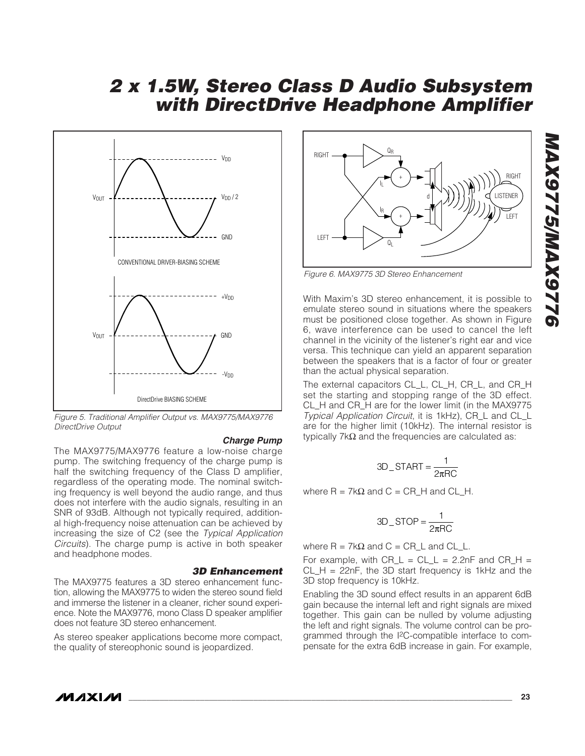Figure 5. Traditional Amplifier Output vs. MAX9775/MAX9776 DirectDrive Output

### Charge Pump

The MAX9775/MAX9776 feature a low-noise charge pump. The switching frequency of the charge pump is half the switching frequency of the Class D amplifier, regardless of the operating mode. The nominal switching frequency is well beyond the audio range, and thus does not interfere with the audio signals, resulting in an SNR of 93dB. Although not typically required, additional high-frequency noise attenuation can be achieved by increasing the size of C2 (see the *Typical Application Circuits*). The charge pump is active in both speaker and headphone modes.

### 3D Enhancement

The MAX9775 features a 3D stereo enhancement function, allowing the MAX9775 to widen the stereo sound field and immerse the listener in a cleaner, richer sound experience. Note the MAX9776, mono Class D speaker amplifier does not feature 3D stereo enhancement.

As stereo speaker applications become more compact, the quality of stereophonic sound is jeopardized.

Figure 6. MAX9775 3D Stereo Enhancement

With Maxim's 3D stereo enhancement, it is possible to emulate stereo sound in situations where the speakers must be positioned close together. As shown in Figure 6, wave interference can be used to cancel the left channel in the vicinity of the listener's right ear and vice versa. This technique can yield an apparent separation between the speakers that is a factor of four or greater than the actual physical separation.

The external capacitors CL_L, CL_H, CR_L, and CR_H set the starting and stopping range of the 3D effect. CL_H and CR_H are for the lower limit (in the MAX9775 *Typical Application Circuit*, it is 1kHz), CR_L and CL_L are for the higher limit (10kHz). The internal resistor is typically 7kΩ and the frequencies are calculated as:

$$3D\_START = \frac{1}{2\pi RC}$$

where R = 7kΩ and C = CR_H and CL_H.

$$3D\_STOP = \frac{1}{2\pi RC}$$

where R = 7kΩ and C = CR_L and CL_L.

For example, with CR_L = CL_L = 2.2nF and CR_H = CL_H = 22nF, the 3D start frequency is 1kHz and the 3D stop frequency is 10kHz.

Enabling the 3D sound effect results in an apparent 6dB gain because the internal left and right signals are mixed together. This gain can be nulled by volume adjusting the left and right signals. The volume control can be programmed through the I²C-compatible interface to compensate for the extra 6dB increase in gain. For example,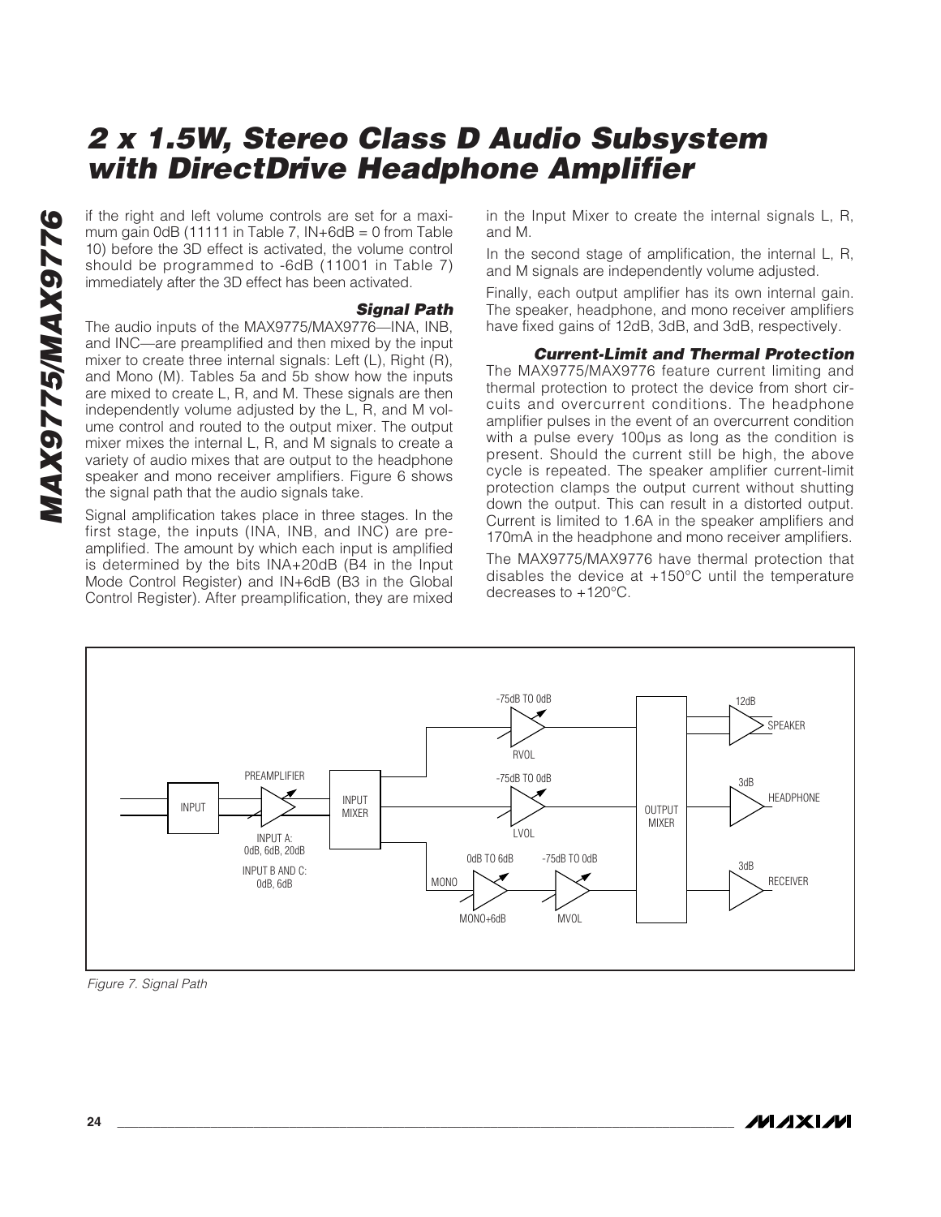if the right and left volume controls are set for a maximum gain 0dB (11111 in Table 7, IN+6dB = 0 from Table 10) before the 3D effect is activated, the volume control should be programmed to -6dB (11001 in Table 7) immediately after the 3D effect has been activated.

### Signal Path

The audio inputs of the MAX9775/MAX9776—INA, INB, and INC—are preamplified and then mixed by the input mixer to create three internal signals: Left (L), Right (R), and Mono (M). Tables 5a and 5b show how the inputs are mixed to create L, R, and M. These signals are then independently volume adjusted by the L, R, and M volume control and routed to the output mixer. The output mixer mixes the internal L, R, and M signals to create a variety of audio mixes that are output to the headphone speaker and mono receiver amplifiers. Figure 6 shows the signal path that the audio signals take.

Signal amplification takes place in three stages. In the first stage, the inputs (INA, INB, and INC) are preamplified. The amount by which each input is amplified is determined by the bits INA+20dB (B4 in the Input Mode Control Register) and IN+6dB (B3 in the Global Control Register). After preamplification, they are mixed in the Input Mixer to create the internal signals L, R, and M.

In the second stage of amplification, the internal L, R, and M signals are independently volume adjusted.

Finally, each output amplifier has its own internal gain. The speaker, headphone, and mono receiver amplifiers have fixed gains of 12dB, 3dB, and 3dB, respectively.

### Current-Limit and Thermal Protection

The MAX9775/MAX9776 feature current limiting and thermal protection to protect the device from short circuits and overcurrent conditions. The headphone amplifier pulses in the event of an overcurrent condition with a pulse every 100µs as long as the condition is present. Should the current still be high, the above cycle is repeated. The speaker amplifier current-limit protection clamps the output current without shutting down the output. This can result in a distorted output. Current is limited to 1.6A in the speaker amplifiers and 170mA in the headphone and mono receiver amplifiers.

The MAX9775/MAX9776 have thermal protection that disables the device at +150°C until the temperature decreases to +120°C.

Figure 7. Signal Path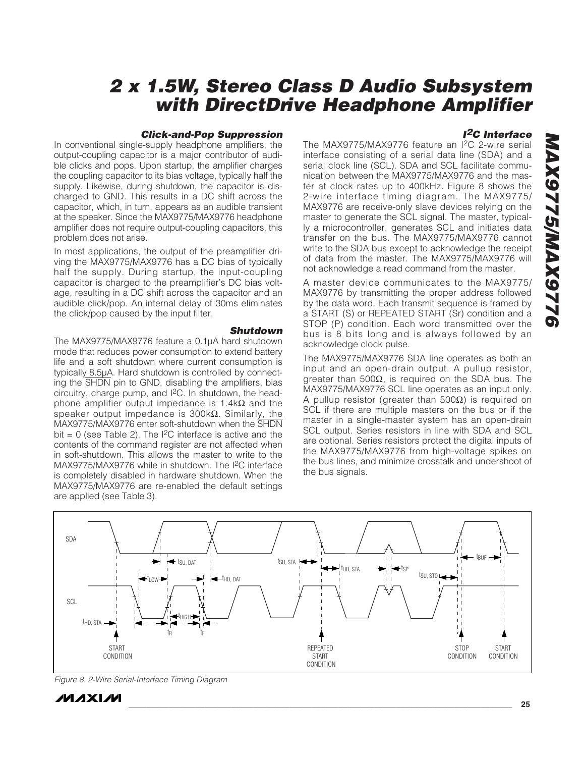### Click-and-Pop Suppression

In conventional single-supply headphone amplifiers, the output-coupling capacitor is a major contributor of audible clicks and pops. Upon startup, the amplifier charges the coupling capacitor to its bias voltage, typically half the supply. Likewise, during shutdown, the capacitor is discharged to GND. This results in a DC shift across the capacitor, which, in turn, appears as an audible transient at the speaker. Since the MAX9775/MAX9776 headphone amplifier does not require output-coupling capacitors, this problem does not arise.

In most applications, the output of the preamplifier driving the MAX9775/MAX9776 has a DC bias of typically half the supply. During startup, the input-coupling capacitor is charged to the preamplifier's DC bias voltage, resulting in a DC shift across the capacitor and an audible click/pop. An internal delay of 30ms eliminates the click/pop caused by the input filter.

### Shutdown

The MAX9775/MAX9776 feature a 0.1µA hard shutdown mode that reduces power consumption to extend battery life and a soft shutdown where current consumption is typically 8.5µA. Hard shutdown is controlled by connecting the $\overline{SHDN}$ pin to GND, disabling the amplifiers, bias circuitry, charge pump, and I²C. In shutdown, the headphone amplifier output impedance is 1.4kΩ and the speaker output impedance is 300kΩ. Similarly, the MAX9775/MAX9776 enter soft-shutdown when the $\overline{SHDN}$ bit = 0 (see Table 2). The I²C interface is active and the contents of the command register are not affected when in soft-shutdown. This allows the master to write to the MAX9775/MAX9776 while in shutdown. The I²C interface is completely disabled in hardware shutdown. When the MAX9775/MAX9776 are re-enabled the default settings are applied (see Table 3).

### I²C Interface

The MAX9775/MAX9776 feature an I²C 2-wire serial interface consisting of a serial data line (SDA) and a serial clock line (SCL). SDA and SCL facilitate communication between the MAX9775/MAX9776 and the master at clock rates up to 400kHz. Figure 8 shows the 2-wire interface timing diagram. The MAX9775/MAX9776 are receive-only slave devices relying on the master to generate the SCL signal. The master, typically a microcontroller, generates SCL and initiates data transfer on the bus. The MAX9775/MAX9776 cannot write to the SDA bus except to acknowledge the receipt of data from the master. The MAX9775/MAX9776 will not acknowledge a read command from the master.

A master device communicates to the MAX9775/MAX9776 by transmitting the proper address followed by the data word. Each transmit sequence is framed by a START (S) or REPEATED START (Sr) condition and a STOP (P) condition. Each word transmitted over the bus is 8 bits long and is always followed by an acknowledge clock pulse.

The MAX9775/MAX9776 SDA line operates as both an input and an open-drain output. A pullup resistor, greater than 500Ω, is required on the SDA bus. The MAX9775/MAX9776 SCL line operates as an input only. A pullup resistor (greater than 500Ω) is required on SCL if there are multiple masters on the bus or if the master in a single-master system has an open-drain SCL output. Series resistors in line with SDA and SCL are optional. Series resistors protect the digital inputs of the MAX9775/MAX9776 from high-voltage spikes on the bus lines, and minimize crosstalk and undershoot of the bus signals.

SDA, SCL, $t_{SU, DAT}$, $t_{LOW}$, $t_{HD, DAT}$, $t_{HIGH}$, $t_{HD, STA}$, $t_R$, $t_F$, $t_{SU, STA}$, $t_{HD, STA}$, $t_{SP}$, $t_{SU, STO}$, $t_{BUF}$, START CONDITION, REPEATED START CONDITION, STOP CONDITION, START CONDITION

*Figure 8. 2-Wire Serial-Interface Timing Diagram*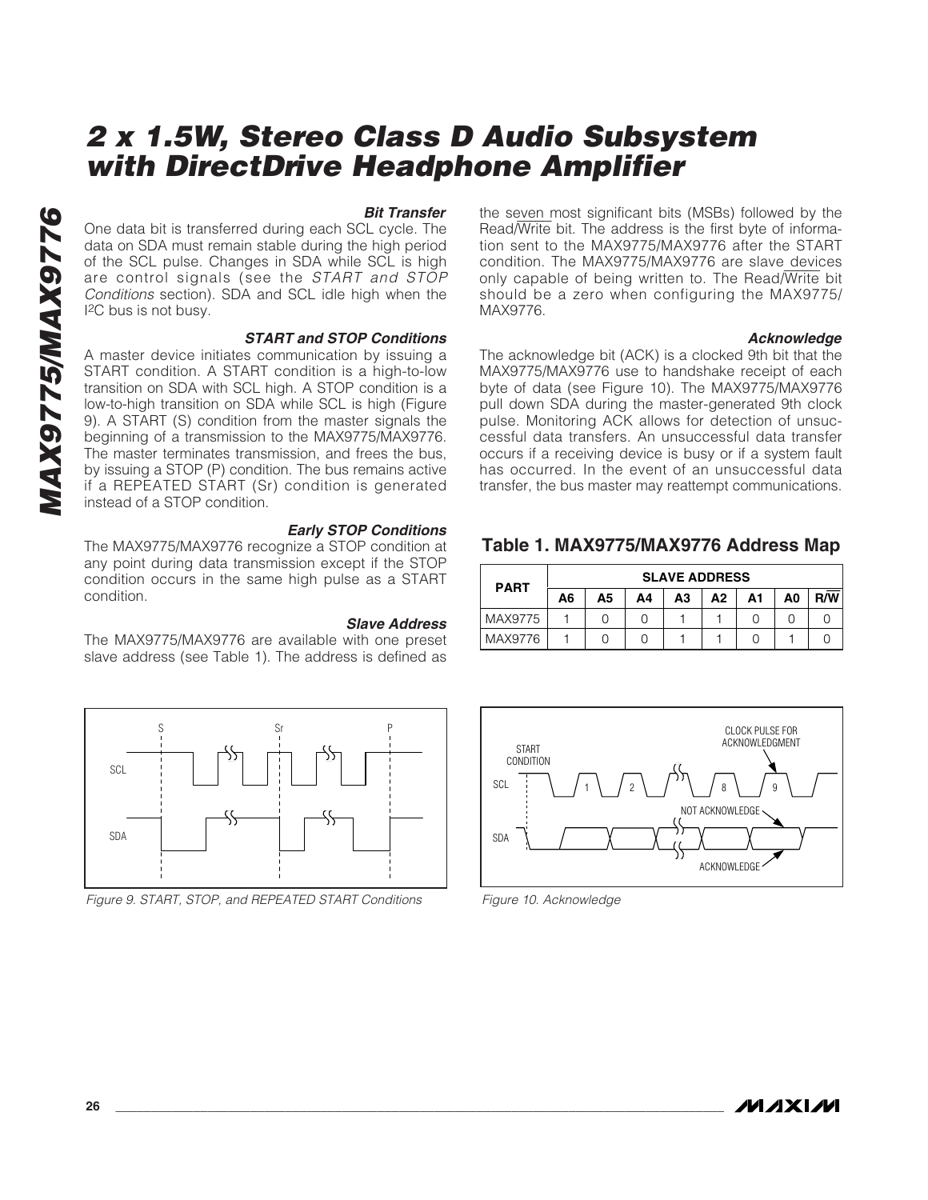#### Bit Transfer

One data bit is transferred during each SCL cycle. The data on SDA must remain stable during the high period of the SCL pulse. Changes in SDA while SCL is high are control signals (see the *START and STOP Conditions* section). SDA and SCL idle high when the I2C bus is not busy.

#### START and STOP Conditions

A master device initiates communication by issuing a START condition. A START condition is a high-to-low transition on SDA with SCL high. A STOP condition is a low-to-high transition on SDA while SCL is high (Figure 9). A START (S) condition from the master signals the beginning of a transmission to the MAX9775/MAX9776. The master terminates transmission, and frees the bus, by issuing a STOP (P) condition. The bus remains active if a REPEATED START (Sr) condition is generated instead of a STOP condition.

#### Early STOP Conditions

The MAX9775/MAX9776 recognize a STOP condition at any point during data transmission except if the STOP condition occurs in the same high pulse as a START condition.

#### Slave Address

The MAX9775/MAX9776 are available with one preset slave address (see Table 1). The address is defined as the seven most significant bits (MSBs) followed by the Read/$\overline{\text{Write}}$ bit. The address is the first byte of information sent to the MAX9775/MAX9776 after the START condition. The MAX9775/MAX9776 are slave devices only capable of being written to. The Read/$\overline{\text{Write}}$ bit should be a zero when configuring the MAX9775/MAX9776.

#### Acknowledge

The acknowledge bit (ACK) is a clocked 9th bit that the MAX9775/MAX9776 use to handshake receipt of each byte of data (see Figure 10). The MAX9775/MAX9776 pull down SDA during the master-generated 9th clock pulse. Monitoring ACK allows for detection of unsuccessful data transfers. An unsuccessful data transfer occurs if a receiving device is busy or if a system fault has occurred. In the event of an unsuccessful data transfer, the bus master may reattempt communications.

### Table 1. MAX9775/MAX9776 Address Map

| PART | SLAVE ADDRESS | | | | | | | |
|---|---|---|---|---|---|---|---|---|
| | A6 | A5 | A4 | A3 | A2 | A1 | A0 | R/$\overline{\text{W}}$ |
| MAX9775 | 1 | 0 | 0 | 1 | 1 | 0 | 0 | 0 |
| MAX9776 | 1 | 0 | 0 | 1 | 1 | 0 | 1 | 0 |

*Figure 9. START, STOP, and REPEATED START Conditions*

*Figure 10. Acknowledge*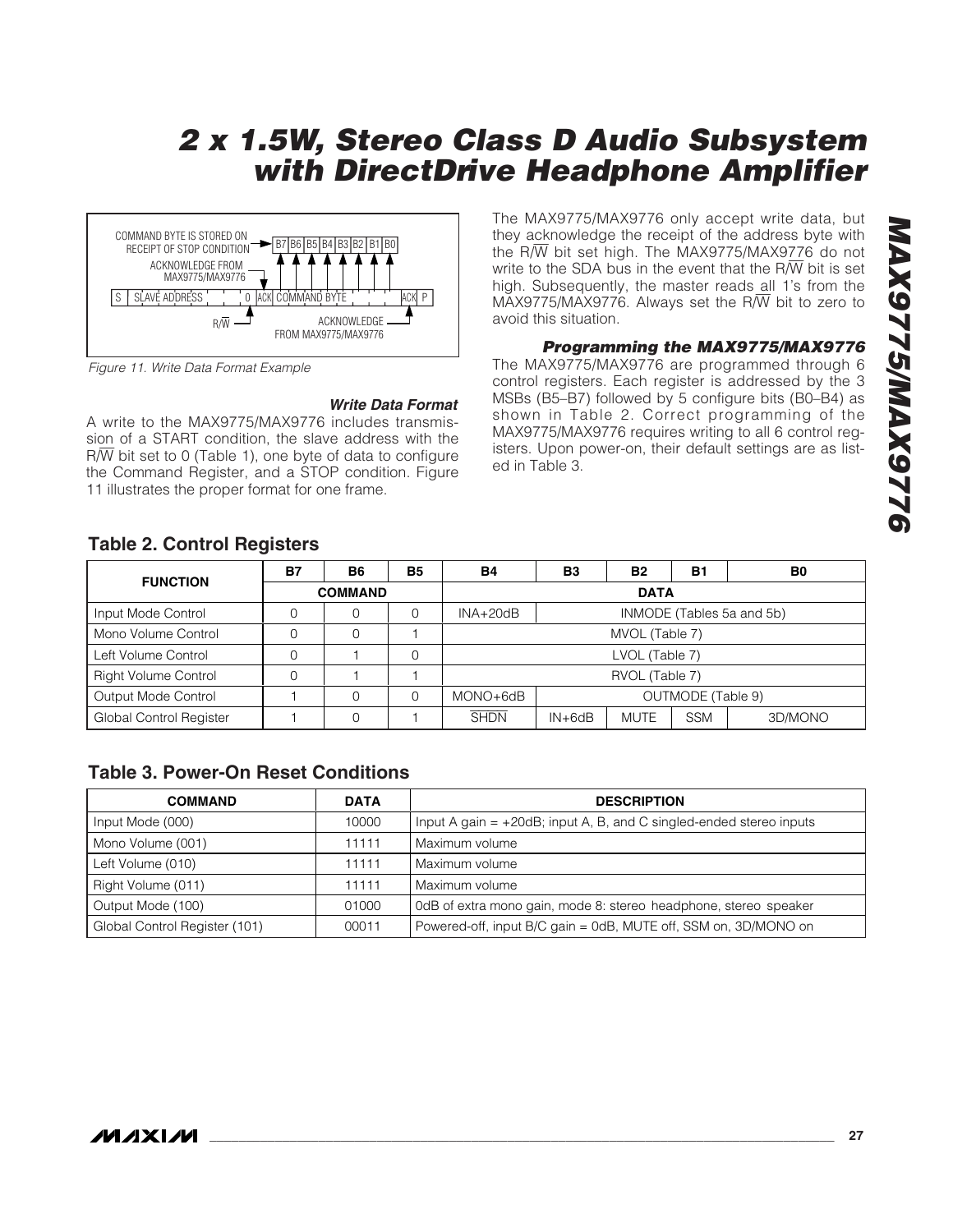Figure 11. Write Data Format Example

### Write Data Format

A write to the MAX9775/MAX9776 includes transmission of a START condition, the slave address with the R/$\overline{W}$ bit set to 0 (Table 1), one byte of data to configure the Command Register, and a STOP condition. Figure 11 illustrates the proper format for one frame.

The MAX9775/MAX9776 only accept write data, but they acknowledge the receipt of the address byte with the R/$\overline{W}$ bit set high. The MAX9775/MAX9776 do not write to the SDA bus in the event that the R/$\overline{W}$ bit is set high. Subsequently, the master reads all 1's from the MAX9775/MAX9776. Always set the R/$\overline{W}$ bit to zero to avoid this situation.

### Programming the MAX9775/MAX9776

The MAX9775/MAX9776 are programmed through 6 control registers. Each register is addressed by the 3 MSBs (B5–B7) followed by 5 configure bits (B0–B4) as shown in Table 2. Correct programming of the MAX9775/MAX9776 requires writing to all 6 control registers. Upon power-on, their default settings are as listed in Table 3.

## Table 2. Control Registers

| FUNCTION | B7 | B6 | B5 | B4 | B3 | B2 | B1 | B0 |
|---|---|---|---|---|---|---|---|---|
| | COMMAND | | | DATA | | | | |
| Input Mode Control | 0 | 0 | 0 | INA+20dB | INMODE (Tables 5a and 5b) | | | |
| Mono Volume Control | 0 | 0 | 1 | MVOL (Table 7) | | | | |
| Left Volume Control | 0 | 1 | 0 | LVOL (Table 7) | | | | |
| Right Volume Control | 0 | 1 | 1 | RVOL (Table 7) | | | | |
| Output Mode Control | 1 | 0 | 0 | MONO+6dB | OUTMODE (Table 9) | | | |
| Global Control Register | 1 | 0 | 1 | $\overline{SHDN}$ | IN+6dB | MUTE | SSM | 3D/MONO |

## Table 3. Power-On Reset Conditions

| COMMAND | DATA | DESCRIPTION |
|---|---|---|
| Input Mode (000) | 10000 | Input A gain = +20dB; input A, B, and C singled-ended stereo inputs |
| Mono Volume (001) | 11111 | Maximum volume |
| Left Volume (010) | 11111 | Maximum volume |
| Right Volume (011) | 11111 | Maximum volume |
| Output Mode (100) | 01000 | 0dB of extra mono gain, mode 8: stereo headphone, stereo speaker |
| Global Control Register (101) | 00011 | Powered-off, input B/C gain = 0dB, MUTE off, SSM on, 3D/MONO on |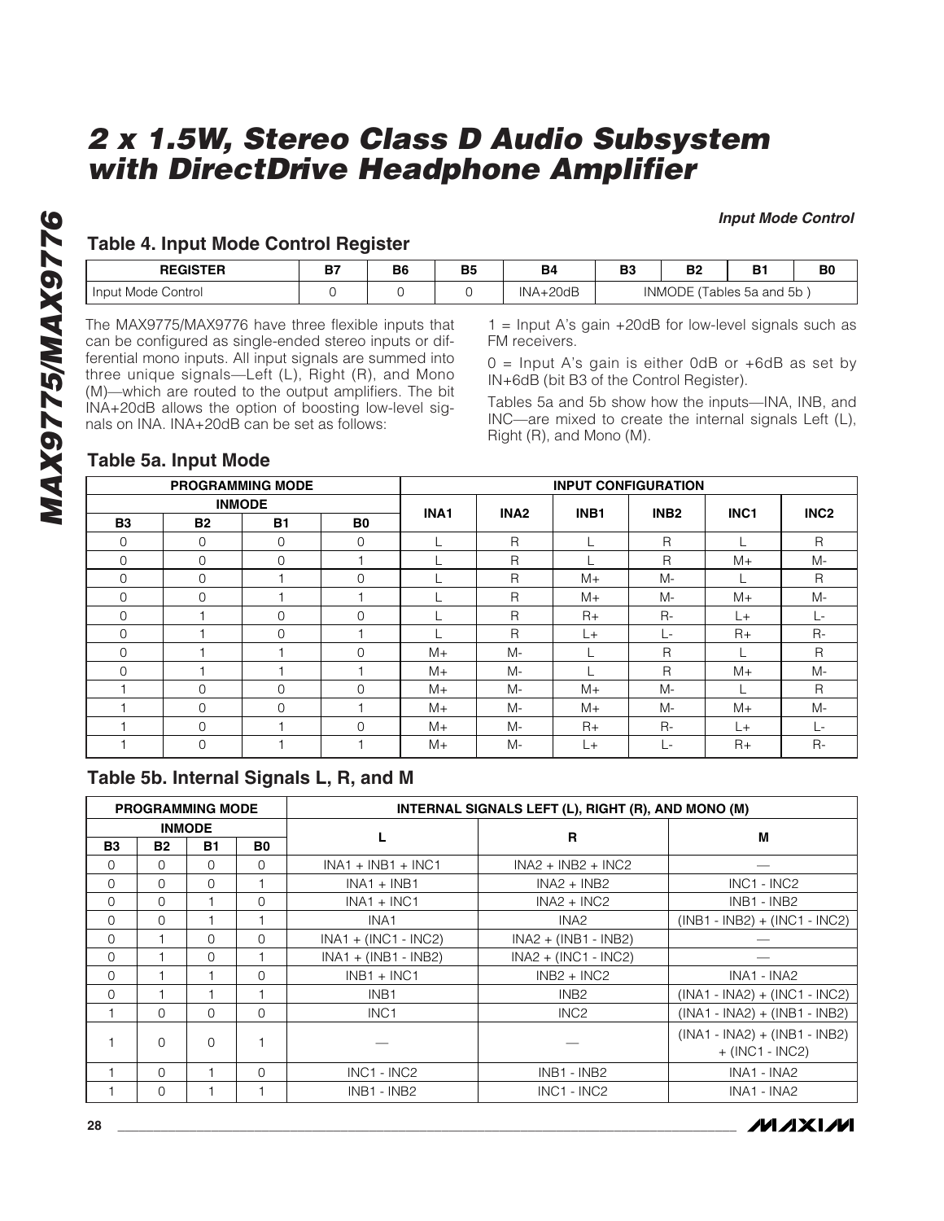*Input Mode Control*

## Table 4. Input Mode Control Register

| REGISTER | B7 | B6 | B5 | B4 | B3 | B2 | B1 | B0 |
|---|---|---|---|---|---|---|---|---|
| Input Mode Control | 0 | 0 | 0 | INA+20dB | INMODE (Tables 5a and 5b ) | | | |

The MAX9775/MAX9776 have three flexible inputs that can be configured as single-ended stereo inputs or differential mono inputs. All input signals are summed into three unique signals—Left (L), Right (R), and Mono (M)—which are routed to the output amplifiers. The bit INA+20dB allows the option of boosting low-level signals on INA. INA+20dB can be set as follows:

1 = Input A's gain +20dB for low-level signals such as FM receivers.

0 = Input A's gain is either 0dB or +6dB as set by IN+6dB (bit B3 of the Control Register).

Tables 5a and 5b show how the inputs—INA, INB, and INC—are mixed to create the internal signals Left (L), Right (R), and Mono (M).

## Table 5a. Input Mode

| PROGRAMMING MODE | | | | INPUT CONFIGURATION | | | | | |
|---|---|---|---|---|---|---|---|---|---|
| INMODE | | | | INA1 | INA2 | INB1 | INB2 | INC1 | INC2 |
| B3 | B2 | B1 | B0 | | | | | | |
| 0 | 0 | 0 | 0 | L | R | L | R | L | R |
| 0 | 0 | 0 | 1 | L | R | L | R | M+ | M- |
| 0 | 0 | 1 | 0 | L | R | M+ | M- | L | R |
| 0 | 0 | 1 | 1 | L | R | M+ | M- | M+ | M- |
| 0 | 1 | 0 | 0 | L | R | R+ | R- | L+ | L- |
| 0 | 1 | 0 | 1 | L | R | L+ | L- | R+ | R- |
| 0 | 1 | 1 | 0 | M+ | M- | L | R | L | R |
| 0 | 1 | 1 | 1 | M+ | M- | L | R | M+ | M- |
| 1 | 0 | 0 | 0 | M+ | M- | M+ | M- | L | R |
| 1 | 0 | 0 | 1 | M+ | M- | M+ | M- | M+ | M- |
| 1 | 0 | 1 | 0 | M+ | M- | R+ | R- | L+ | L- |
| 1 | 0 | 1 | 1 | M+ | M- | L+ | L- | R+ | R- |

## Table 5b. Internal Signals L, R, and M

| PROGRAMMING MODE | | | | INTERNAL SIGNALS LEFT (L), RIGHT (R), AND MONO (M) | | |
|---|---|---|---|---|---|---|
| INMODE | | | | L | R | M |
| B3 | B2 | B1 | B0 | | | |
| 0 | 0 | 0 | 0 | INA1 + INB1 + INC1 | INA2 + INB2 + INC2 | — |
| 0 | 0 | 0 | 1 | INA1 + INB1 | INA2 + INB2 | INC1 - INC2 |
| 0 | 0 | 1 | 0 | INA1 + INC1 | INA2 + INC2 | INB1 - INB2 |
| 0 | 0 | 1 | 1 | INA1 | INA2 | (INB1 - INB2) + (INC1 - INC2) |
| 0 | 1 | 0 | 0 | INA1 + (INC1 - INC2) | INA2 + (INB1 - INB2) | — |
| 0 | 1 | 0 | 1 | INA1 + (INB1 - INB2) | INA2 + (INC1 - INC2) | — |
| 0 | 1 | 1 | 0 | INB1 + INC1 | INB2 + INC2 | INA1 - INA2 |
| 0 | 1 | 1 | 1 | INB1 | INB2 | (INA1 - INA2) + (INC1 - INC2) |
| 1 | 0 | 0 | 0 | INC1 | INC2 | (INA1 - INA2) + (INB1 - INB2) |
| 1 | 0 | 0 | 1 | — | — | (INA1 - INA2) + (INB1 - INB2) + (INC1 - INC2) |
| 1 | 0 | 1 | 0 | INC1 - INC2 | INB1 - INB2 | INA1 - INA2 |
| 1 | 0 | 1 | 1 | INB1 - INB2 | INC1 - INC2 | INA1 - INA2 |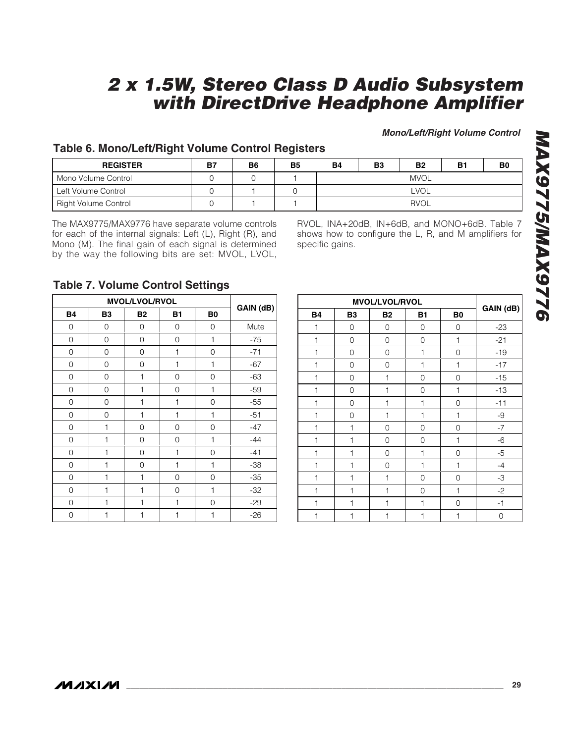### *Mono/Left/Right Volume Control*

### Table 6. Mono/Left/Right Volume Control Registers

| REGISTER | B7 | B6 | B5 | B4 | B3 | B2 | B1 | B0 |
|---|---|---|---|---|---|---|---|---|
| Mono Volume Control | 0 | 0 | 1 | MVOL | | | | |
| Left Volume Control | 0 | 1 | 0 | LVOL | | | | |
| Right Volume Control | 0 | 1 | 1 | RVOL | | | | |

The MAX9775/MAX9776 have separate volume controls for each of the internal signals: Left (L), Right (R), and Mono (M). The final gain of each signal is determined by the way the following bits are set: MVOL, LVOL, RVOL, INA+20dB, IN+6dB, and MONO+6dB. Table 7 shows how to configure the L, R, and M amplifiers for specific gains.

### Table 7. Volume Control Settings

| MVOL/LVOL/RVOL | | | | | GAIN (dB) |
|---|---|---|---|---|---|
| B4 | B3 | B2 | B1 | B0 | |
| 0 | 0 | 0 | 0 | 0 | Mute |
| 0 | 0 | 0 | 0 | 1 | -75 |
| 0 | 0 | 0 | 1 | 0 | -71 |
| 0 | 0 | 0 | 1 | 1 | -67 |
| 0 | 0 | 1 | 0 | 0 | -63 |
| 0 | 0 | 1 | 0 | 1 | -59 |
| 0 | 0 | 1 | 1 | 0 | -55 |
| 0 | 0 | 1 | 1 | 1 | -51 |
| 0 | 1 | 0 | 0 | 0 | -47 |
| 0 | 1 | 0 | 0 | 1 | -44 |
| 0 | 1 | 0 | 1 | 0 | -41 |
| 0 | 1 | 0 | 1 | 1 | -38 |
| 0 | 1 | 1 | 0 | 0 | -35 |
| 0 | 1 | 1 | 0 | 1 | -32 |
| 0 | 1 | 1 | 1 | 0 | -29 |
| 0 | 1 | 1 | 1 | 1 | -26 |
| 1 | 0 | 0 | 0 | 0 | -23 |
| 1 | 0 | 0 | 0 | 1 | -21 |
| 1 | 0 | 0 | 1 | 0 | -19 |
| 1 | 0 | 0 | 1 | 1 | -17 |
| 1 | 0 | 1 | 0 | 0 | -15 |
| 1 | 0 | 1 | 0 | 1 | -13 |
| 1 | 0 | 1 | 1 | 0 | -11 |
| 1 | 0 | 1 | 1 | 1 | -9 |
| 1 | 1 | 0 | 0 | 0 | -7 |
| 1 | 1 | 0 | 0 | 1 | -6 |
| 1 | 1 | 0 | 1 | 0 | -5 |
| 1 | 1 | 0 | 1 | 1 | -4 |
| 1 | 1 | 1 | 0 | 0 | -3 |
| 1 | 1 | 1 | 0 | 1 | -2 |
| 1 | 1 | 1 | 1 | 0 | -1 |
| 1 | 1 | 1 | 1 | 1 | 0 |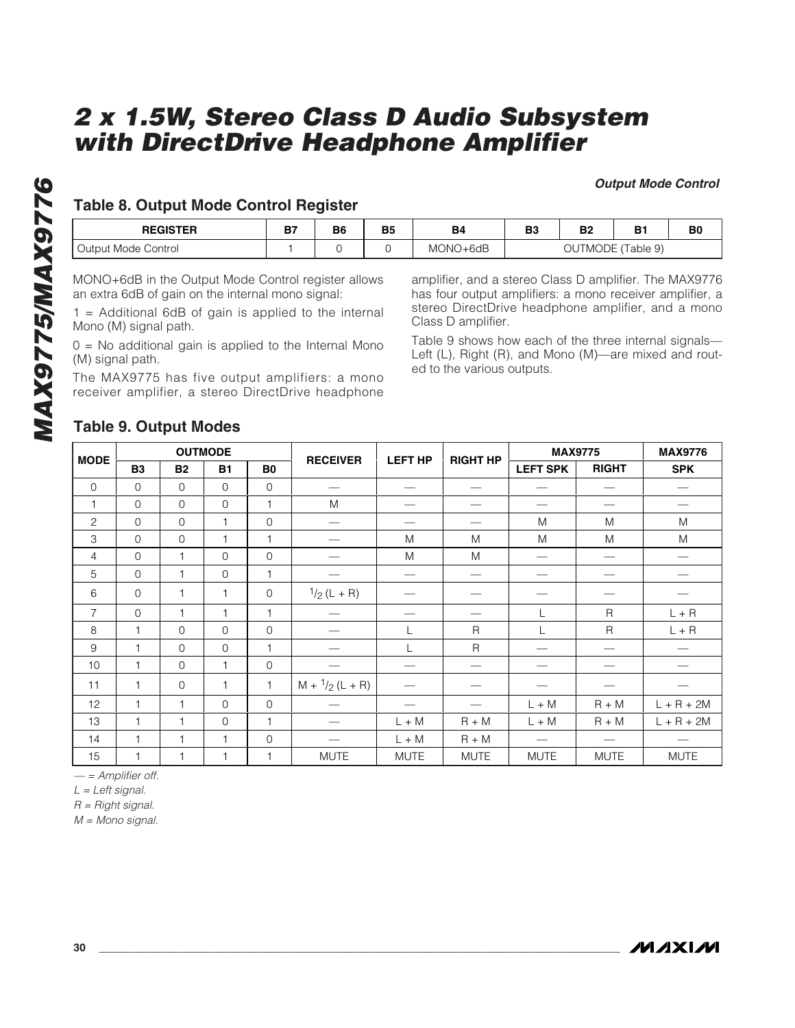*Output Mode Control*

## Table 8. Output Mode Control Register

| REGISTER | B7 | B6 | B5 | B4 | B3 | B2 | B1 | B0 |
|---|---|---|---|---|---|---|---|---|
| Output Mode Control | 1 | 0 | 0 | MONO+6dB | OUTMODE (Table 9) | | | |

MONO+6dB in the Output Mode Control register allows an extra 6dB of gain on the internal mono signal:

1 = Additional 6dB of gain is applied to the internal Mono (M) signal path.

0 = No additional gain is applied to the Internal Mono (M) signal path.

The MAX9775 has five output amplifiers: a mono receiver amplifier, a stereo DirectDrive headphone amplifier, and a stereo Class D amplifier. The MAX9776 has four output amplifiers: a mono receiver amplifier, a stereo DirectDrive headphone amplifier, and a mono Class D amplifier.

Table 9 shows how each of the three internal signals—Left (L), Right (R), and Mono (M)—are mixed and routed to the various outputs.

## Table 9. Output Modes

| MODE | OUTMODE | | | | RECEIVER | LEFT HP | RIGHT HP | MAX9775 | | MAX9776 |
|---|---|---|---|---|---|---|---|---|---|---|
| | B3 | B2 | B1 | B0 | | | | LEFT SPK | RIGHT | SPK |
| 0 | 0 | 0 | 0 | 0 | — | — | — | — | — | — |
| 1 | 0 | 0 | 0 | 1 | M | — | — | — | — | — |
| 2 | 0 | 0 | 1 | 0 | — | — | — | M | M | M |
| 3 | 0 | 0 | 1 | 1 | — | M | M | M | M | M |
| 4 | 0 | 1 | 0 | 0 | — | M | M | — | — | — |
| 5 | 0 | 1 | 0 | 1 | — | — | — | — | — | — |
| 6 | 0 | 1 | 1 | 0 | $^1/_2$ (L + R) | — | — | — | — | — |
| 7 | 0 | 1 | 1 | 1 | — | — | — | L | R | L + R |
| 8 | 1 | 0 | 0 | 0 | — | L | R | L | R | L + R |
| 9 | 1 | 0 | 0 | 1 | — | L | R | — | — | — |
| 10 | 1 | 0 | 1 | 0 | — | — | — | — | — | — |
| 11 | 1 | 0 | 1 | 1 | M + $^1/_2$ (L + R) | — | — | — | — | — |
| 12 | 1 | 1 | 0 | 0 | — | — | — | L + M | R + M | L + R + 2M |
| 13 | 1 | 1 | 0 | 1 | — | L + M | R + M | L + M | R + M | L + R + 2M |
| 14 | 1 | 1 | 1 | 0 | — | L + M | R + M | — | — | — |
| 15 | 1 | 1 | 1 | 1 | MUTE | MUTE | MUTE | MUTE | MUTE | MUTE |

*— = Amplifier off.*

*L = Left signal.*

*R = Right signal.*

*M = Mono signal.*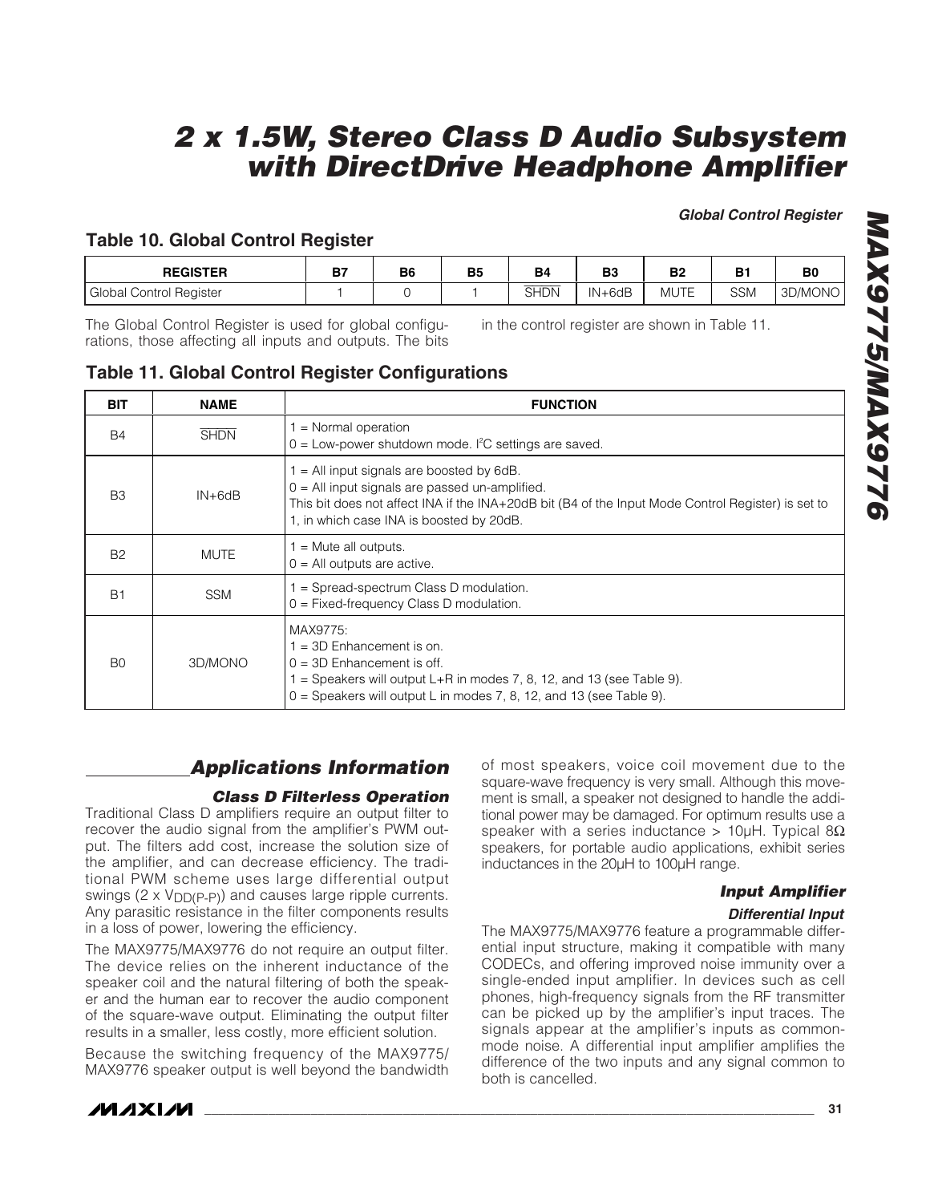*Global Control Register*

## Table 10. Global Control Register

| REGISTER | B7 | B6 | B5 | B4 | B3 | B2 | B1 | B0 |
|---|---|---|---|---|---|---|---|---|
| Global Control Register | 1 | 0 | 1 | $\overline{\text{SHDN}}$ | IN+6dB | MUTE | SSM | 3D/MONO |

The Global Control Register is used for global configurations, those affecting all inputs and outputs. The bits in the control register are shown in Table 11.

## Table 11. Global Control Register Configurations

| BIT | NAME | FUNCTION |
|---|---|---|
| B4 | $\overline{\text{SHDN}}$ | 1 = Normal operation<br>0 = Low-power shutdown mode. I²C settings are saved. |
| B3 | IN+6dB | 1 = All input signals are boosted by 6dB.<br>0 = All input signals are passed un-amplified.<br>This bit does not affect INA if the INA+20dB bit (B4 of the Input Mode Control Register) is set to 1, in which case INA is boosted by 20dB. |
| B2 | MUTE | 1 = Mute all outputs.<br>0 = All outputs are active. |
| B1 | SSM | 1 = Spread-spectrum Class D modulation.<br>0 = Fixed-frequency Class D modulation. |
| B0 | 3D/MONO | MAX9775:<br>1 = 3D Enhancement is on.<br>0 = 3D Enhancement is off.<br>1 = Speakers will output L+R in modes 7, 8, 12, and 13 (see Table 9).<br>0 = Speakers will output L in modes 7, 8, 12, and 13 (see Table 9). |

## Applications Information

### Class D Filterless Operation

Traditional Class D amplifiers require an output filter to recover the audio signal from the amplifier's PWM output. The filters add cost, increase the solution size of the amplifier, and can decrease efficiency. The traditional PWM scheme uses large differential output swings (2 x $V_{DD(P-P)}$) and causes large ripple currents. Any parasitic resistance in the filter components results in a loss of power, lowering the efficiency.

The MAX9775/MAX9776 do not require an output filter. The device relies on the inherent inductance of the speaker coil and the natural filtering of both the speaker and the human ear to recover the audio component of the square-wave output. Eliminating the output filter results in a smaller, less costly, more efficient solution.

Because the switching frequency of the MAX9775/MAX9776 speaker output is well beyond the bandwidth of most speakers, voice coil movement due to the square-wave frequency is very small. Although this movement is small, a speaker not designed to handle the additional power may be damaged. For optimum results use a speaker with a series inductance > 10µH. Typical 8Ω speakers, for portable audio applications, exhibit series inductances in the 20µH to 100µH range.

### Input Amplifier

#### Differential Input

The MAX9775/MAX9776 feature a programmable differential input structure, making it compatible with many CODECs, and offering improved noise immunity over a single-ended input amplifier. In devices such as cell phones, high-frequency signals from the RF transmitter can be picked up by the amplifier's input traces. The signals appear at the amplifier's inputs as common-mode noise. A differential input amplifier amplifies the difference of the two inputs and any signal common to both is cancelled.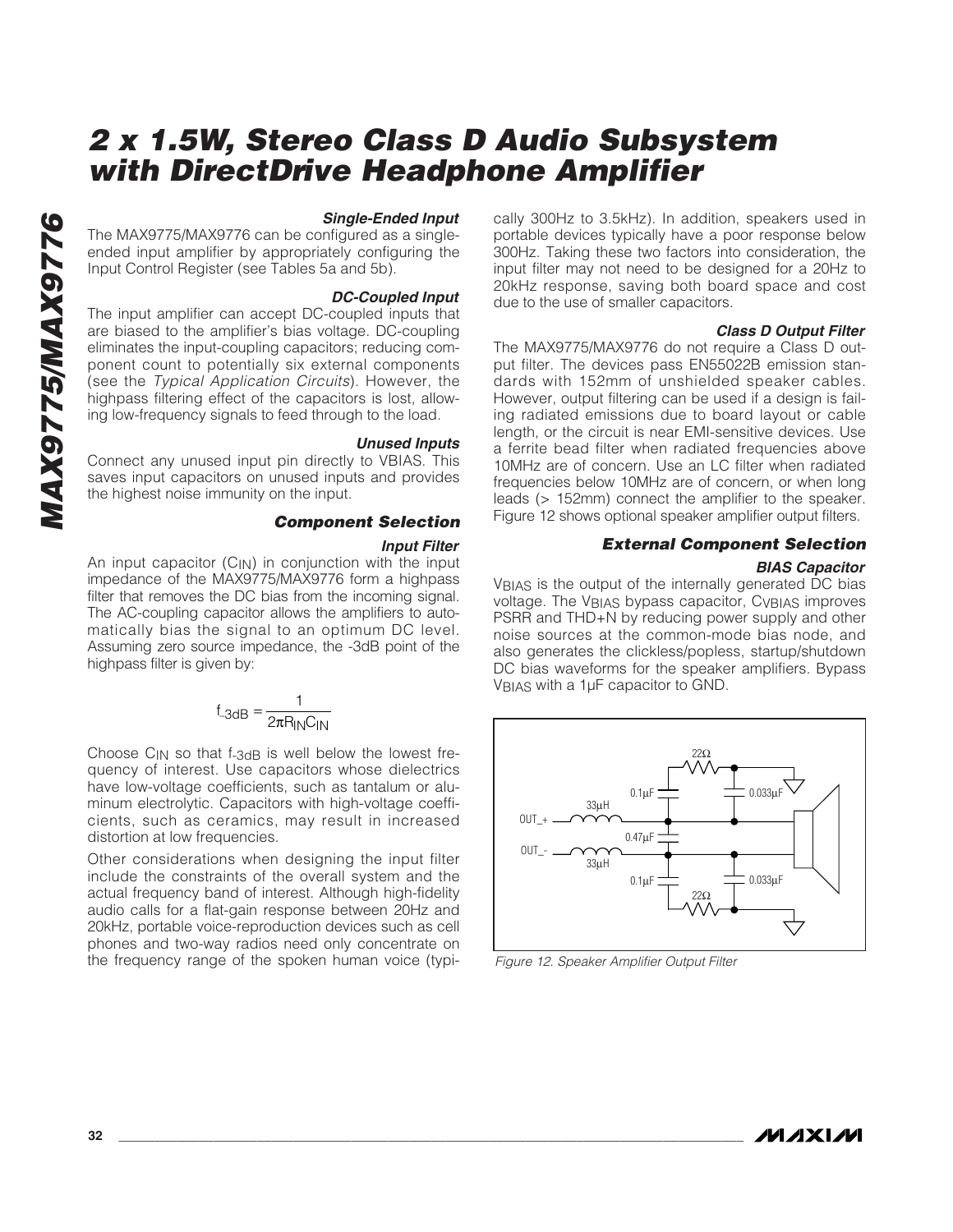### Single-Ended Input

The MAX9775/MAX9776 can be configured as a single-ended input amplifier by appropriately configuring the Input Control Register (see Tables 5a and 5b).

### DC-Coupled Input

The input amplifier can accept DC-coupled inputs that are biased to the amplifier's bias voltage. DC-coupling eliminates the input-coupling capacitors; reducing component count to potentially six external components (see the *Typical Application Circuits*). However, the highpass filtering effect of the capacitors is lost, allowing low-frequency signals to feed through to the load.

### Unused Inputs

Connect any unused input pin directly to VBIAS. This saves input capacitors on unused inputs and provides the highest noise immunity on the input.

## Component Selection

### Input Filter

An input capacitor ($C_{IN}$) in conjunction with the input impedance of the MAX9775/MAX9776 form a highpass filter that removes the DC bias from the incoming signal. The AC-coupling capacitor allows the amplifiers to automatically bias the signal to an optimum DC level. Assuming zero source impedance, the -3dB point of the highpass filter is given by:

$$f_{-3dB} = \frac{1}{2\pi R_{IN} C_{IN}}$$

Choose $C_{IN}$ so that $f_{-3dB}$ is well below the lowest frequency of interest. Use capacitors whose dielectrics have low-voltage coefficients, such as tantalum or aluminum electrolytic. Capacitors with high-voltage coefficients, such as ceramics, may result in increased distortion at low frequencies.

Other considerations when designing the input filter include the constraints of the overall system and the actual frequency band of interest. Although high-fidelity audio calls for a flat-gain response between 20Hz and 20kHz, portable voice-reproduction devices such as cell phones and two-way radios need only concentrate on the frequency range of the spoken human voice (typically 300Hz to 3.5kHz). In addition, speakers used in portable devices typically have a poor response below 300Hz. Taking these two factors into consideration, the input filter may not need to be designed for a 20Hz to 20kHz response, saving both board space and cost due to the use of smaller capacitors.

### Class D Output Filter

The MAX9775/MAX9776 do not require a Class D output filter. The devices pass EN55022B emission standards with 152mm of unshielded speaker cables. However, output filtering can be used if a design is failing radiated emissions due to board layout or cable length, or the circuit is near EMI-sensitive devices. Use a ferrite bead filter when radiated frequencies above 10MHz are of concern. Use an LC filter when radiated frequencies below 10MHz are of concern, or when long leads (> 152mm) connect the amplifier to the speaker. Figure 12 shows optional speaker amplifier output filters.

## External Component Selection

### BIAS Capacitor

$V_{BIAS}$ is the output of the internally generated DC bias voltage. The $V_{BIAS}$ bypass capacitor, $C_{VBIAS}$ improves PSRR and THD+N by reducing power supply and other noise sources at the common-mode bias node, and also generates the clickless/popless, startup/shutdown DC bias waveforms for the speaker amplifiers. Bypass $V_{BIAS}$ with a 1µF capacitor to GND.

*Figure 12. Speaker Amplifier Output Filter*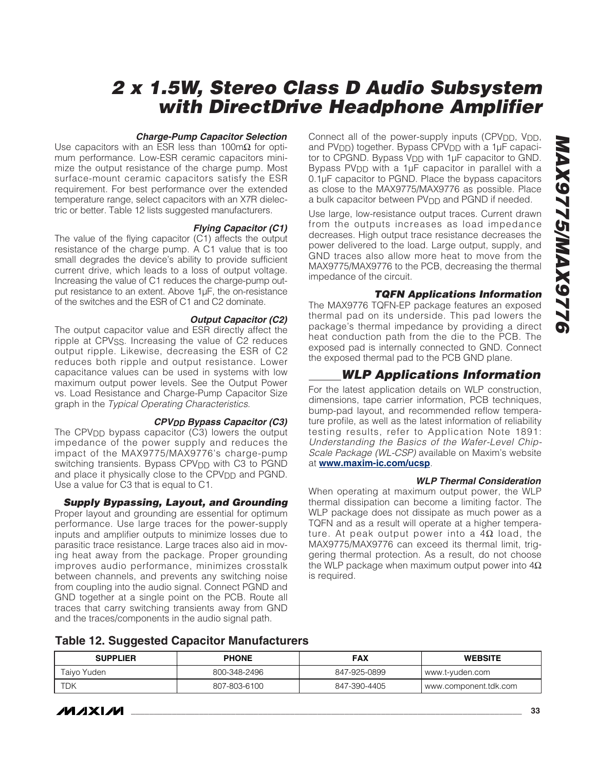### Charge-Pump Capacitor Selection

Use capacitors with an ESR less than 100mΩ for optimum performance. Low-ESR ceramic capacitors minimize the output resistance of the charge pump. Most surface-mount ceramic capacitors satisfy the ESR requirement. For best performance over the extended temperature range, select capacitors with an X7R dielectric or better. Table 12 lists suggested manufacturers.

### Flying Capacitor (C1)

The value of the flying capacitor (C1) affects the output resistance of the charge pump. A C1 value that is too small degrades the device's ability to provide sufficient current drive, which leads to a loss of output voltage. Increasing the value of C1 reduces the charge-pump output resistance to an extent. Above 1µF, the on-resistance of the switches and the ESR of C1 and C2 dominate.

### Output Capacitor (C2)

The output capacitor value and ESR directly affect the ripple at $CPV_{SS}$. Increasing the value of C2 reduces output ripple. Likewise, decreasing the ESR of C2 reduces both ripple and output resistance. Lower capacitance values can be used in systems with low maximum output power levels. See the Output Power vs. Load Resistance and Charge-Pump Capacitor Size graph in the *Typical Operating Characteristics*.

### $CPV_{DD}$ Bypass Capacitor (C3)

The $CPV_{DD}$ bypass capacitor (C3) lowers the output impedance of the power supply and reduces the impact of the MAX9775/MAX9776's charge-pump switching transients. Bypass $CPV_{DD}$ with C3 to PGND and place it physically close to the $CPV_{DD}$ and PGND. Use a value for C3 that is equal to C1.

### Supply Bypassing, Layout, and Grounding

Proper layout and grounding are essential for optimum performance. Use large traces for the power-supply inputs and amplifier outputs to minimize losses due to parasitic trace resistance. Large traces also aid in moving heat away from the package. Proper grounding improves audio performance, minimizes crosstalk between channels, and prevents any switching noise from coupling into the audio signal. Connect PGND and GND together at a single point on the PCB. Route all traces that carry switching transients away from GND and the traces/components in the audio signal path.

Connect all of the power-supply inputs ($CPV_{DD}$, $V_{DD}$, and $PV_{DD}$) together. Bypass $CPV_{DD}$ with a 1µF capacitor to CPGND. Bypass $V_{DD}$ with 1µF capacitor to GND. Bypass $PV_{DD}$ with a 1µF capacitor in parallel with a 0.1µF capacitor to PGND. Place the bypass capacitors as close to the MAX9775/MAX9776 as possible. Place a bulk capacitor between $PV_{DD}$ and PGND if needed.

Use large, low-resistance output traces. Current drawn from the outputs increases as load impedance decreases. High output trace resistance decreases the power delivered to the load. Large output, supply, and GND traces also allow more heat to move from the MAX9775/MAX9776 to the PCB, decreasing the thermal impedance of the circuit.

### TQFN Applications Information

The MAX9776 TQFN-EP package features an exposed thermal pad on its underside. This pad lowers the package's thermal impedance by providing a direct heat conduction path from the die to the PCB. The exposed pad is internally connected to GND. Connect the exposed thermal pad to the PCB GND plane.

## WLP Applications Information

For the latest application details on WLP construction, dimensions, tape carrier information, PCB techniques, bump-pad layout, and recommended reflow temperature profile, as well as the latest information of reliability testing results, refer to Application Note 1891: *Understanding the Basics of the Wafer-Level Chip-Scale Package (WL-CSP)* available on Maxim's website at **www.maxim-ic.com/ucsp**.

### WLP Thermal Consideration

When operating at maximum output power, the WLP thermal dissipation can become a limiting factor. The WLP package does not dissipate as much power as a TQFN and as a result will operate at a higher temperature. At peak output power into a 4Ω load, the MAX9775/MAX9776 can exceed its thermal limit, triggering thermal protection. As a result, do not choose the WLP package when maximum output power into 4Ω is required.

### Table 12. Suggested Capacitor Manufacturers

| SUPPLIER | PHONE | FAX | WEBSITE |
|---|---|---|---|
| Taiyo Yuden | 800-348-2496 | 847-925-0899 | www.t-yuden.com |
| TDK | 807-803-6100 | 847-390-4405 | www.component.tdk.com |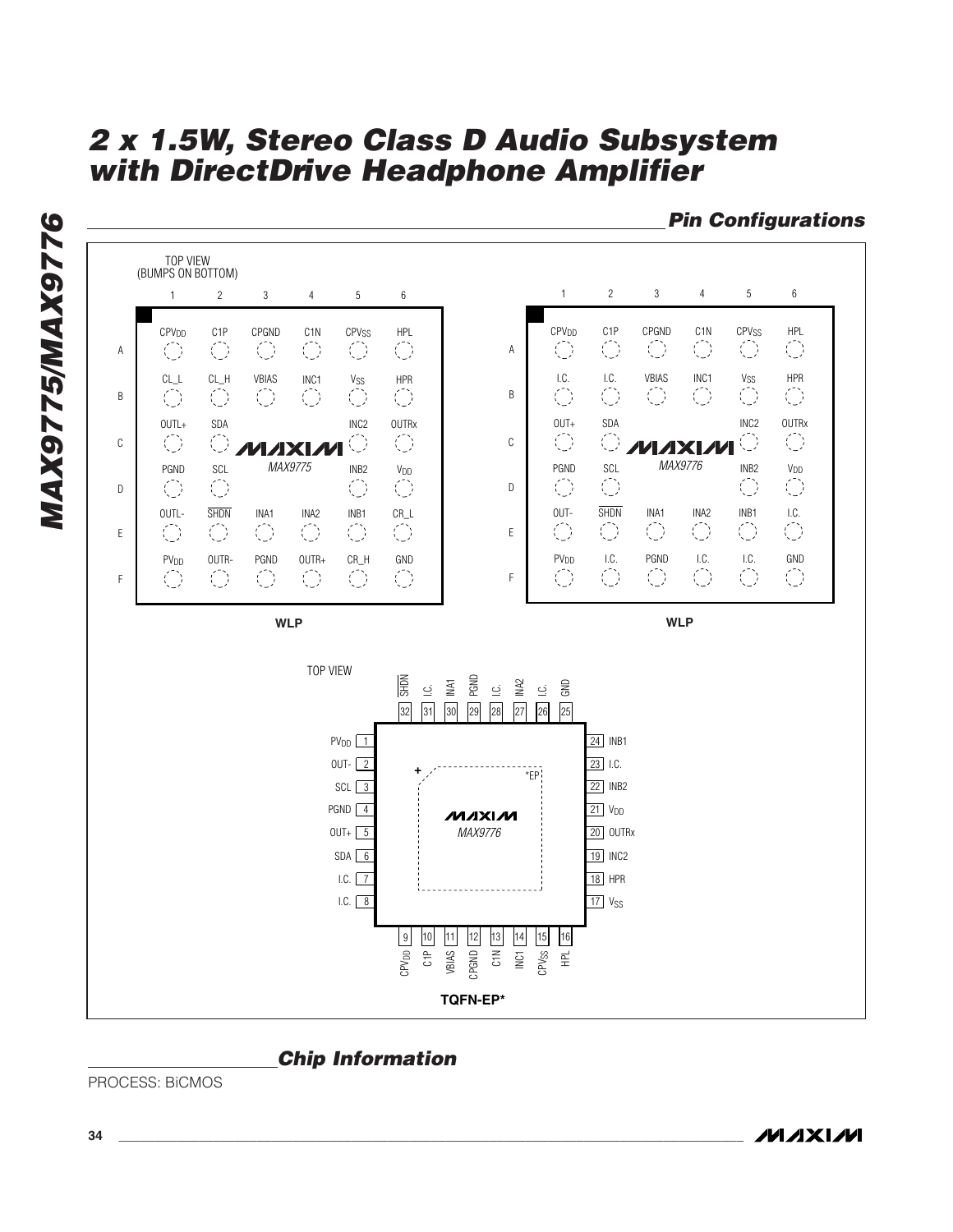## Pin Configurations

**MAX9775 — WLP (TOP VIEW, BUMPS ON BOTTOM)**

| | 1 | 2 | 3 | 4 | 5 | 6 |
|---|---|---|---|---|---|---|
| A | $CPV_{DD}$ | C1P | CPGND | C1N | $CPV_{SS}$ | HPL |
| B | CL_L | CL_H | VBIAS | INC1 | $V_{SS}$ | HPR |
| C | OUTL+ | SDA | | | INC2 | OUTRx |
| D | PGND | SCL | | | INB2 | $V_{DD}$ |
| E | OUTL- | SHDN | INA1 | INA2 | INB1 | CR_L |
| F | $PV_{DD}$ | OUTR- | PGND | OUTR+ | CR_H | GND |

**MAX9776 — WLP (TOP VIEW, BUMPS ON BOTTOM)**

| | 1 | 2 | 3 | 4 | 5 | 6 |
|---|---|---|---|---|---|---|
| A | $CPV_{DD}$ | C1P | CPGND | C1N | $CPV_{SS}$ | HPL |
| B | I.C. | I.C. | VBIAS | INC1 | $V_{SS}$ | HPR |
| C | OUT+ | SDA | | | INC2 | OUTRx |
| D | PGND | SCL | | | INB2 | $V_{DD}$ |
| E | OUT- | SHDN | INA1 | INA2 | INB1 | I.C. |
| F | $PV_{DD}$ | I.C. | PGND | I.C. | I.C. | GND |

**MAX9776 — TQFN-EP* (TOP VIEW)**

| Pin | Name | Pin | Name |
|---|---|---|---|
| 1 | $PV_{DD}$ | 17 | $V_{SS}$ |
| 2 | OUT- | 18 | HPR |
| 3 | SCL | 19 | INC2 |
| 4 | PGND | 20 | OUTRx |
| 5 | OUT+ | 21 | $V_{DD}$ |
| 6 | SDA | 22 | INB2 |
| 7 | I.C. | 23 | I.C. |
| 8 | I.C. | 24 | INB1 |
| 9 | $CPV_{DD}$ | 25 | GND |
| 10 | C1P | 26 | I.C. |
| 11 | VBIAS | 27 | INA2 |
| 12 | CPGND | 28 | I.C. |
| 13 | C1N | 29 | PGND |
| 14 | INC1 | 30 | INA1 |
| 15 | $CPV_{SS}$ | 31 | I.C. |
| 16 | HPL | 32 | SHDN |

*EP

## Chip Information

PROCESS: BiCMOS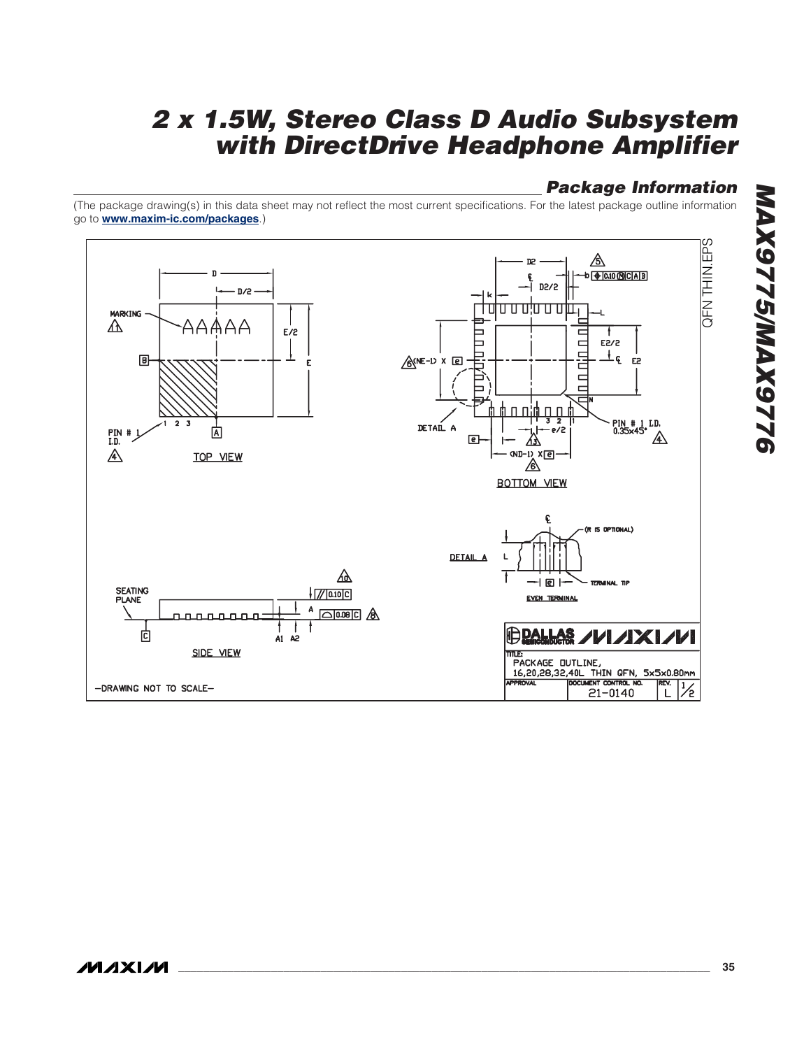## Package Information

(The package drawing(s) in this data sheet may not reflect the most current specifications. For the latest package outline information go to **www.maxim-ic.com/packages**.)

QFN THIN.EPS

TOP VIEW

BOTTOM VIEW

SIDE VIEW

DETAIL A

EVEN TERMINAL

-DRAWING NOT TO SCALE-

TITLE: PACKAGE OUTLINE, 16,20,28,32,40L THIN QFN, 5x5x0.80mm

APPROVAL | DOCUMENT CONTROL NO. 21-0140 | REV. L | 1/2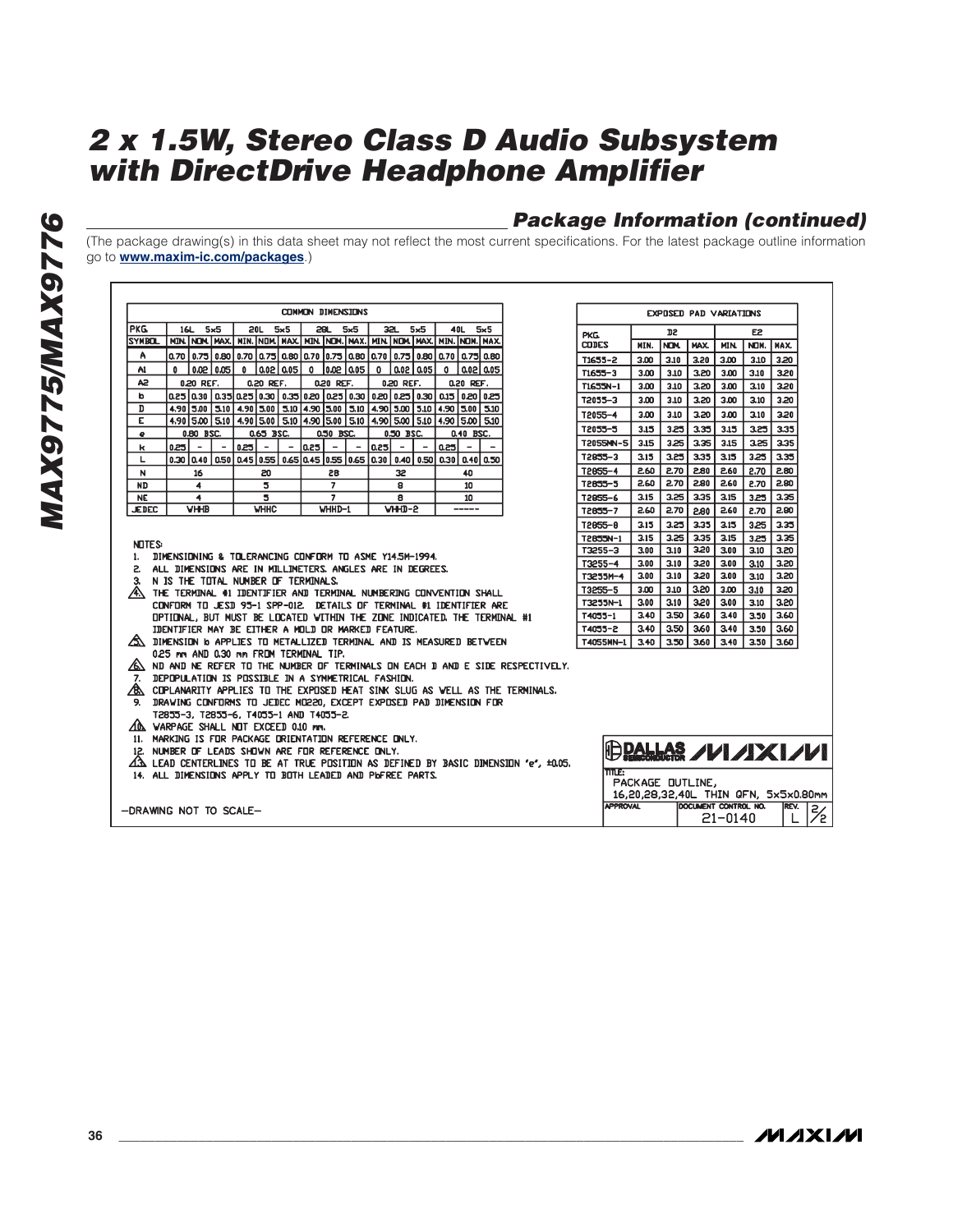## Package Information (continued)

(The package drawing(s) in this data sheet may not reflect the most current specifications. For the latest package outline information go to **www.maxim-ic.com/packages**.)

**COMMON DIMENSIONS**

| PKG. | 16L 5x5 | | | 20L 5x5 | | | 28L 5x5 | | | 32L 5x5 | | | 40L 5x5 | | |
|---|---|---|---|---|---|---|---|---|---|---|---|---|---|---|---|
| SYMBOL | MIN. | NOM. | MAX. | MIN. | NOM. | MAX. | MIN. | NOM. | MAX. | MIN. | NOM. | MAX. | MIN. | NOM. | MAX. |
| A | 0.70 | 0.75 | 0.80 | 0.70 | 0.75 | 0.80 | 0.70 | 0.75 | 0.80 | 0.70 | 0.75 | 0.80 | 0.70 | 0.75 | 0.80 |
| A1 | 0 | 0.02 | 0.05 | 0 | 0.02 | 0.05 | 0 | 0.02 | 0.05 | 0 | 0.02 | 0.05 | 0 | 0.02 | 0.05 |
| A2 | 0.20 REF. | | | 0.20 REF. | | | 0.20 REF. | | | 0.20 REF. | | | 0.20 REF. | | |
| b | 0.25 | 0.30 | 0.35 | 0.25 | 0.30 | 0.35 | 0.20 | 0.25 | 0.30 | 0.20 | 0.25 | 0.30 | 0.15 | 0.20 | 0.25 |
| D | 4.90 | 5.00 | 5.10 | 4.90 | 5.00 | 5.10 | 4.90 | 5.00 | 5.10 | 4.90 | 5.00 | 5.10 | 4.90 | 5.00 | 5.10 |
| E | 4.90 | 5.00 | 5.10 | 4.90 | 5.00 | 5.10 | 4.90 | 5.00 | 5.10 | 4.90 | 5.00 | 5.10 | 4.90 | 5.00 | 5.10 |
| e | 0.80 BSC. | | | 0.65 BSC. | | | 0.50 BSC. | | | 0.50 BSC. | | | 0.40 BSC. | | |
| k | 0.25 | - | - | 0.25 | - | - | 0.25 | - | - | 0.25 | - | - | 0.25 | - | - |
| L | 0.30 | 0.40 | 0.50 | 0.45 | 0.55 | 0.65 | 0.45 | 0.55 | 0.65 | 0.30 | 0.40 | 0.50 | 0.30 | 0.40 | 0.50 |
| N | 16 | | | 20 | | | 28 | | | 32 | | | 40 | | |
| ND | 4 | | | 5 | | | 7 | | | 8 | | | 10 | | |
| NE | 4 | | | 5 | | | 7 | | | 8 | | | 10 | | |
| JEDEC | WHHB | | | WHHC | | | WHHD-1 | | | WHHD-2 | | | ----- | | |

**EXPOSED PAD VARIATIONS**

| PKG. CODES | D2 | | | E2 | | |
|---|---|---|---|---|---|---|
| | MIN. | NOM. | MAX. | MIN. | NOM. | MAX. |
| T1655-2 | 3.00 | 3.10 | 3.20 | 3.00 | 3.10 | 3.20 |
| T1655-3 | 3.00 | 3.10 | 3.20 | 3.00 | 3.10 | 3.20 |
| T1655N-1 | 3.00 | 3.10 | 3.20 | 3.00 | 3.10 | 3.20 |
| T2055-3 | 3.00 | 3.10 | 3.20 | 3.00 | 3.10 | 3.20 |
| T2055-4 | 3.00 | 3.10 | 3.20 | 3.00 | 3.10 | 3.20 |
| T2055-5 | 3.15 | 3.25 | 3.35 | 3.15 | 3.25 | 3.35 |
| T2055MN-5 | 3.15 | 3.25 | 3.35 | 3.15 | 3.25 | 3.35 |
| T2855-3 | 3.15 | 3.25 | 3.35 | 3.15 | 3.25 | 3.35 |
| T2855-4 | 2.60 | 2.70 | 2.80 | 2.60 | 2.70 | 2.80 |
| T2855-5 | 2.60 | 2.70 | 2.80 | 2.60 | 2.70 | 2.80 |
| T2855-6 | 3.15 | 3.25 | 3.35 | 3.15 | 3.25 | 3.35 |
| T2855-7 | 2.60 | 2.70 | 2.80 | 2.60 | 2.70 | 2.80 |
| T2855-8 | 3.15 | 3.25 | 3.35 | 3.15 | 3.25 | 3.35 |
| T2855N-1 | 3.15 | 3.25 | 3.35 | 3.15 | 3.25 | 3.35 |
| T3255-3 | 3.00 | 3.10 | 3.20 | 3.00 | 3.10 | 3.20 |
| T3255-4 | 3.00 | 3.10 | 3.20 | 3.00 | 3.10 | 3.20 |
| T3255M-4 | 3.00 | 3.10 | 3.20 | 3.00 | 3.10 | 3.20 |
| T3255-5 | 3.00 | 3.10 | 3.20 | 3.00 | 3.10 | 3.20 |
| T3255N-1 | 3.00 | 3.10 | 3.20 | 3.00 | 3.10 | 3.20 |
| T4055-1 | 3.40 | 3.50 | 3.60 | 3.40 | 3.50 | 3.60 |
| T4055-2 | 3.40 | 3.50 | 3.60 | 3.40 | 3.50 | 3.60 |
| T4055MN-1 | 3.40 | 3.50 | 3.60 | 3.40 | 3.50 | 3.60 |

NOTES:

1. DIMENSIONING & TOLERANCING CONFORM TO ASME Y14.5M-1994.
2. ALL DIMENSIONS ARE IN MILLIMETERS. ANGLES ARE IN DEGREES.
3. N IS THE TOTAL NUMBER OF TERMINALS.
4. THE TERMINAL #1 IDENTIFIER AND TERMINAL NUMBERING CONVENTION SHALL CONFORM TO JESD 95-1 SPP-012. DETAILS OF TERMINAL #1 IDENTIFIER ARE OPTIONAL, BUT MUST BE LOCATED WITHIN THE ZONE INDICATED. THE TERMINAL #1 IDENTIFIER MAY BE EITHER A MOLD OR MARKED FEATURE.
5. DIMENSION b APPLIES TO METALLIZED TERMINAL AND IS MEASURED BETWEEN 0.25 mm AND 0.30 mm FROM TERMINAL TIP.
6. ND AND NE REFER TO THE NUMBER OF TERMINALS ON EACH D AND E SIDE RESPECTIVELY.
7. DEPOPULATION IS POSSIBLE IN A SYMMETRICAL FASHION.
8. COPLANARITY APPLIES TO THE EXPOSED HEAT SINK SLUG AS WELL AS THE TERMINALS.
9. DRAWING CONFORMS TO JEDEC MO220, EXCEPT EXPOSED PAD DIMENSION FOR T2855-3, T2855-6, T4055-1 AND T4055-2.
10. WARPAGE SHALL NOT EXCEED 0.10 mm.
11. MARKING IS FOR PACKAGE ORIENTATION REFERENCE ONLY.
12. NUMBER OF LEADS SHOWN ARE FOR REFERENCE ONLY.
13. LEAD CENTERLINES TO BE AT TRUE POSITION AS DEFINED BY BASIC DIMENSION "e", ±0.05.
14. ALL DIMENSIONS APPLY TO BOTH LEADED AND PbFREE PARTS.

-DRAWING NOT TO SCALE-

DALLAS SEMICONDUCTOR MAXIM

TITLE: PACKAGE OUTLINE, 16,20,28,32,40L THIN QFN, 5x5x0.80mm

APPROVAL | DOCUMENT CONTROL NO. 21-0140 | REV. L | 2/2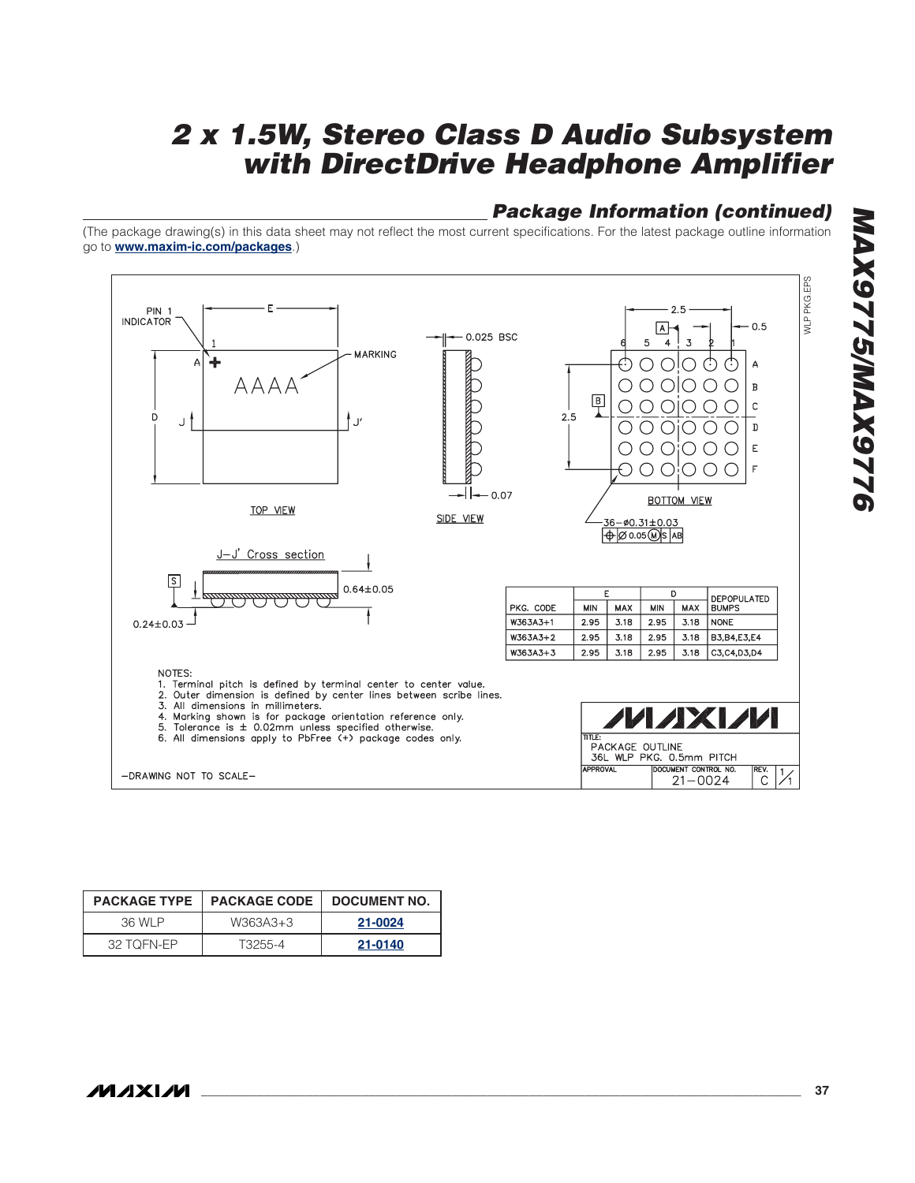## Package Information (continued)

(The package drawing(s) in this data sheet may not reflect the most current specifications. For the latest package outline information go to **www.maxim-ic.com/packages**.)

PIN 1 INDICATOR

TOP VIEW

SIDE VIEW

BOTTOM VIEW

J–J' Cross section

0.025 BSC

0.07

0.64±0.05

0.24±0.03

36–ø0.31±0.03

| PKG. CODE | E MIN | E MAX | D MIN | D MAX | DEPOPULATED BUMPS |
|---|---|---|---|---|---|
| W363A3+1 | 2.95 | 3.18 | 2.95 | 3.18 | NONE |
| W363A3+2 | 2.95 | 3.18 | 2.95 | 3.18 | B3,B4,E3,E4 |
| W363A3+3 | 2.95 | 3.18 | 2.95 | 3.18 | C3,C4,D3,D4 |

NOTES:
1. Terminal pitch is defined by terminal center to center value.
2. Outer dimension is defined by center lines between scribe lines.
3. All dimensions in millimeters.
4. Marking shown is for package orientation reference only.
5. Tolerance is ± 0.02mm unless specified otherwise.
6. All dimensions apply to PbFree (+) package codes only.

–DRAWING NOT TO SCALE–

TITLE: PACKAGE OUTLINE 36L WLP PKG. 0.5mm PITCH

DOCUMENT CONTROL NO. 21–0024 REV. C 1/1

| PACKAGE TYPE | PACKAGE CODE | DOCUMENT NO. |
|---|---|---|
| 36 WLP | W363A3+3 | 21-0024 |
| 32 TQFN-EP | T3255-4 | 21-0140 |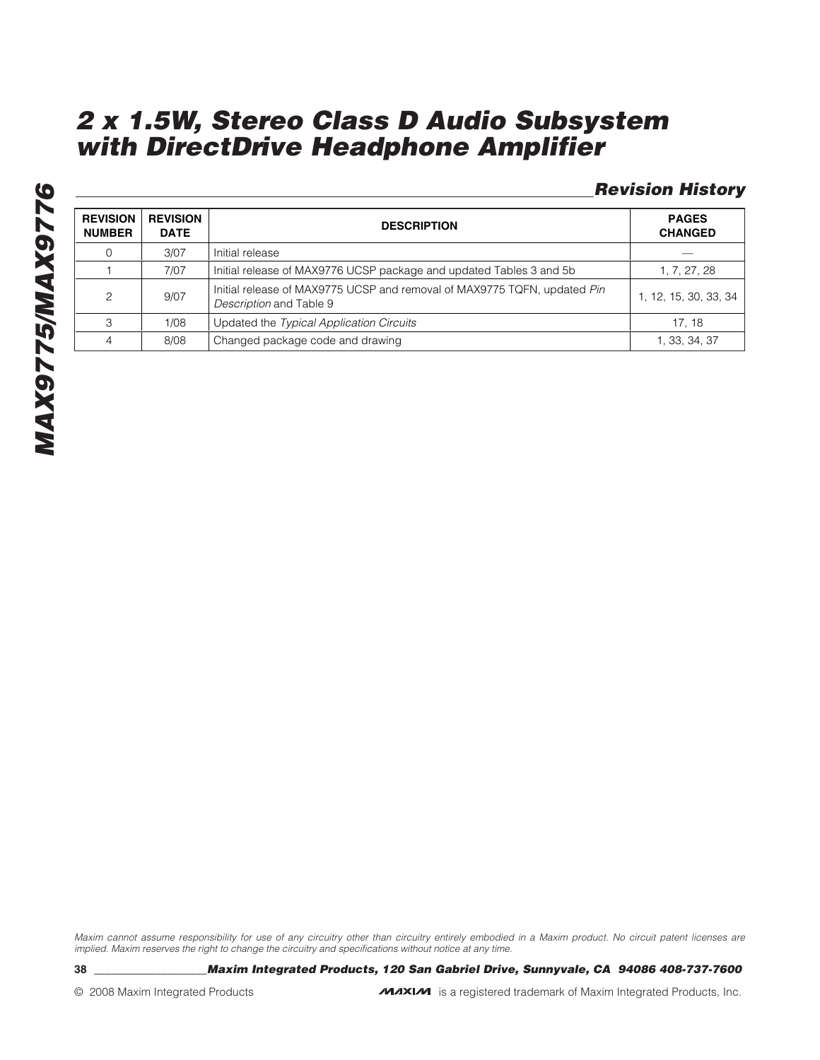## Revision History

| REVISION NUMBER | REVISION DATE | DESCRIPTION | PAGES CHANGED |
|---|---|---|---|
| 0 | 3/07 | Initial release | — |
| 1 | 7/07 | Initial release of MAX9776 UCSP package and updated Tables 3 and 5b | 1, 7, 27, 28 |
| 2 | 9/07 | Initial release of MAX9775 UCSP and removal of MAX9775 TQFN, updated *Pin Description* and Table 9 | 1, 12, 15, 30, 33, 34 |
| 3 | 1/08 | Updated the *Typical Application Circuits* | 17, 18 |
| 4 | 8/08 | Changed package code and drawing | 1, 33, 34, 37 |

*Maxim cannot assume responsibility for use of any circuitry other than circuitry entirely embodied in a Maxim product. No circuit patent licenses are implied. Maxim reserves the right to change the circuitry and specifications without notice at any time.*

***Maxim Integrated Products, 120 San Gabriel Drive, Sunnyvale, CA 94086 408-737-7600***

© 2008 Maxim Integrated Products

MAXIM is a registered trademark of Maxim Integrated Products, Inc.